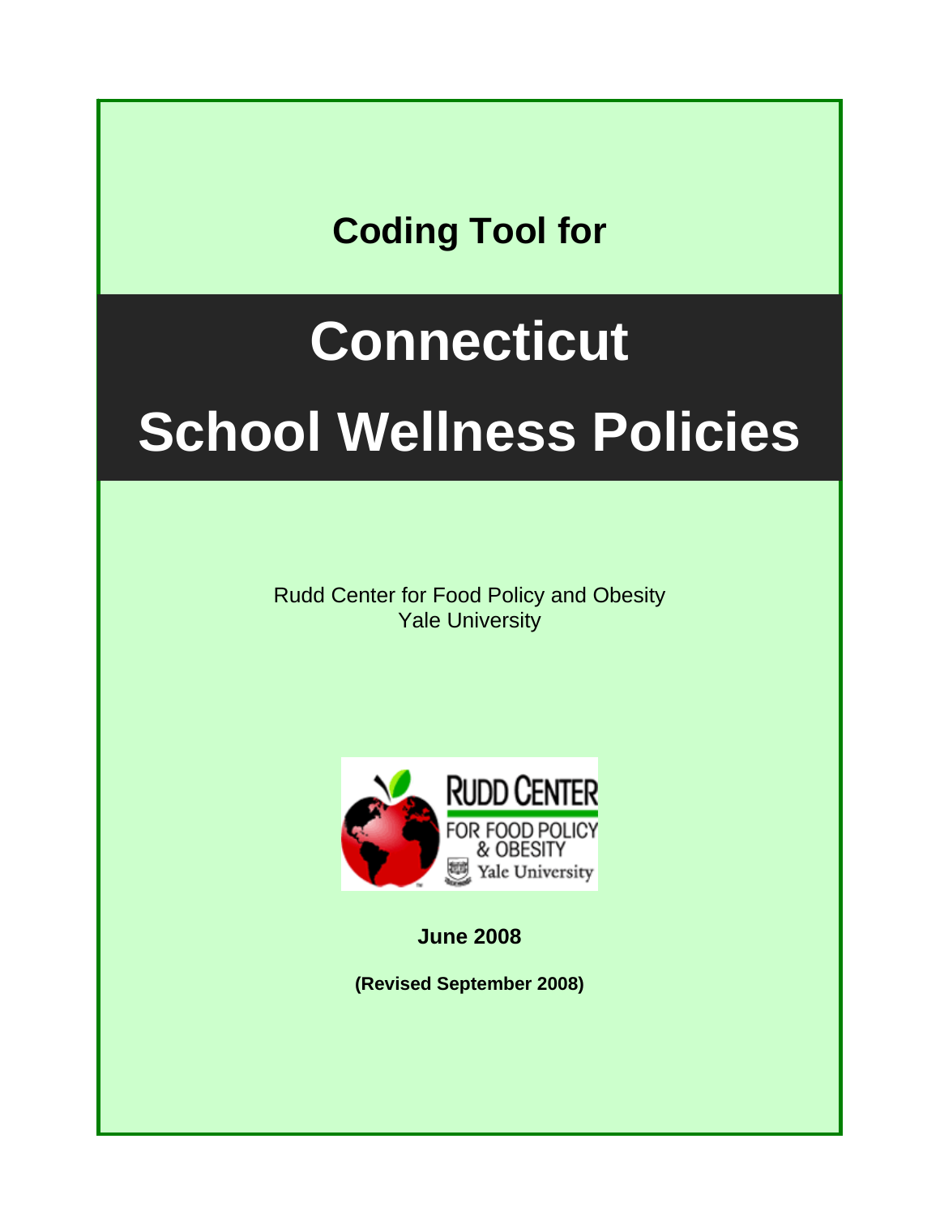**Coding Tool for**

# Connecticut School Wellness Policies

Rudd Center for Food Policy and Obesity
Yale University

**June 2008**

**(Revised September 2008)**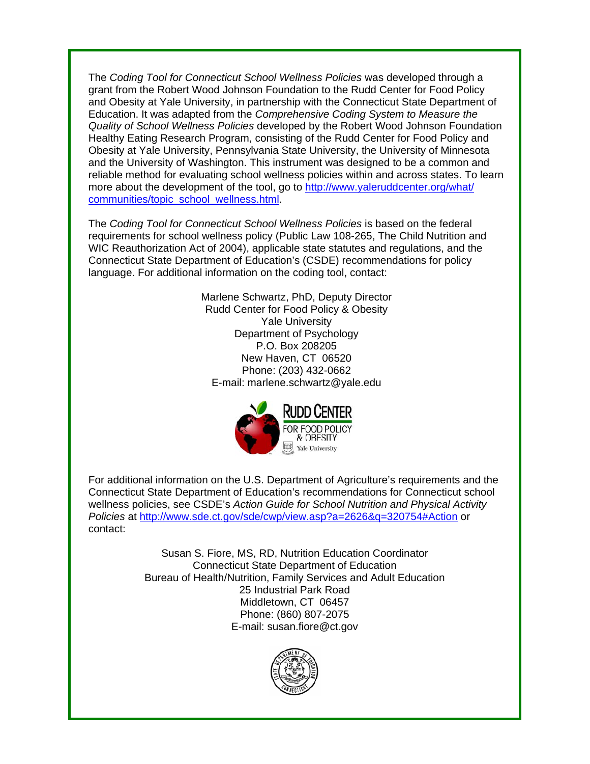The *Coding Tool for Connecticut School Wellness Policies* was developed through a grant from the Robert Wood Johnson Foundation to the Rudd Center for Food Policy and Obesity at Yale University, in partnership with the Connecticut State Department of Education. It was adapted from the *Comprehensive Coding System to Measure the Quality of School Wellness Policies* developed by the Robert Wood Johnson Foundation Healthy Eating Research Program, consisting of the Rudd Center for Food Policy and Obesity at Yale University, Pennsylvania State University, the University of Minnesota and the University of Washington. This instrument was designed to be a common and reliable method for evaluating school wellness policies within and across states. To learn more about the development of the tool, go to [http://www.yaleruddcenter.org/what/communities/topic_school_wellness.html](http://www.yaleruddcenter.org/what/communities/topic_school_wellness.html).

The *Coding Tool for Connecticut School Wellness Policies* is based on the federal requirements for school wellness policy (Public Law 108-265, The Child Nutrition and WIC Reauthorization Act of 2004), applicable state statutes and regulations, and the Connecticut State Department of Education's (CSDE) recommendations for policy language. For additional information on the coding tool, contact:

Marlene Schwartz, PhD, Deputy Director
Rudd Center for Food Policy & Obesity
Yale University
Department of Psychology
P.O. Box 208205
New Haven, CT 06520
Phone: (203) 432-0662
E-mail: marlene.schwartz@yale.edu

For additional information on the U.S. Department of Agriculture's requirements and the Connecticut State Department of Education's recommendations for Connecticut school wellness policies, see CSDE's *Action Guide for School Nutrition and Physical Activity Policies* at [http://www.sde.ct.gov/sde/cwp/view.asp?a=2626&q=320754#Action](http://www.sde.ct.gov/sde/cwp/view.asp?a=2626&q=320754#Action) or contact:

Susan S. Fiore, MS, RD, Nutrition Education Coordinator
Connecticut State Department of Education
Bureau of Health/Nutrition, Family Services and Adult Education
25 Industrial Park Road
Middletown, CT 06457
Phone: (860) 807-2075
E-mail: susan.fiore@ct.gov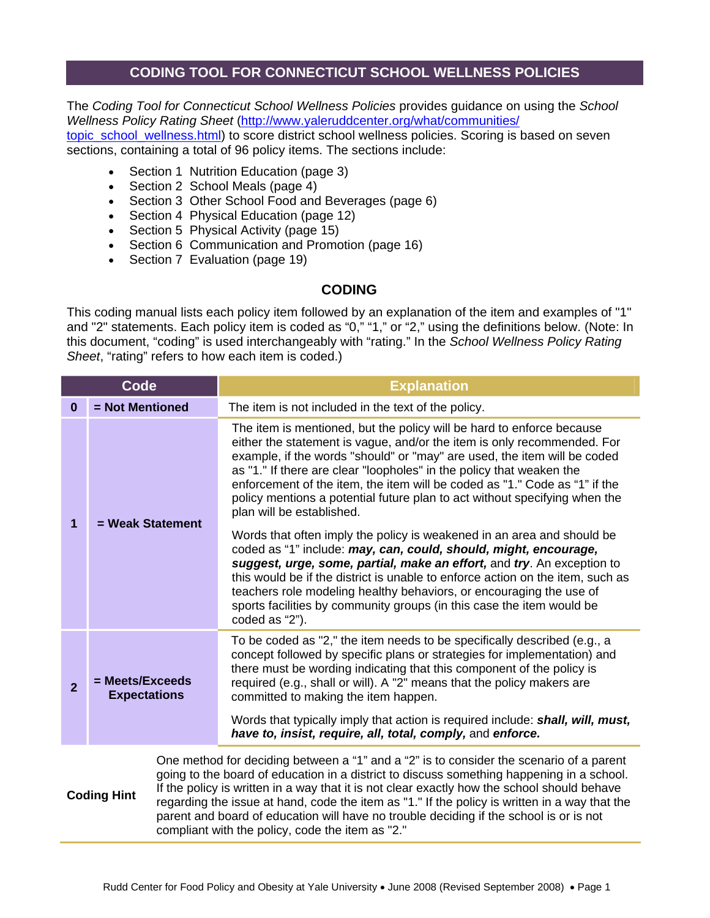# CODING TOOL FOR CONNECTICUT SCHOOL WELLNESS POLICIES

The *Coding Tool for Connecticut School Wellness Policies* provides guidance on using the *School Wellness Policy Rating Sheet* (http://www.yaleruddcenter.org/what/communities/topic_school_wellness.html) to score district school wellness policies. Scoring is based on seven sections, containing a total of 96 policy items. The sections include:

- Section 1 Nutrition Education (page 3)
- Section 2 School Meals (page 4)
- Section 3 Other School Food and Beverages (page 6)
- Section 4 Physical Education (page 12)
- Section 5 Physical Activity (page 15)
- Section 6 Communication and Promotion (page 16)
- Section 7 Evaluation (page 19)

## CODING

This coding manual lists each policy item followed by an explanation of the item and examples of "1" and "2" statements. Each policy item is coded as "0," "1," or "2," using the definitions below. (Note: In this document, "coding" is used interchangeably with "rating." In the *School Wellness Policy Rating Sheet*, "rating" refers to how each item is coded.)

| Code | | Explanation |
|---|---|---|
| **0** | **= Not Mentioned** | The item is not included in the text of the policy. |
| **1** | **= Weak Statement** | The item is mentioned, but the policy will be hard to enforce because either the statement is vague, and/or the item is only recommended. For example, if the words "should" or "may" are used, the item will be coded as "1." If there are clear "loopholes" in the policy that weaken the enforcement of the item, the item will be coded as "1." Code as "1" if the policy mentions a potential future plan to act without specifying when the plan will be established.<br><br>Words that often imply the policy is weakened in an area and should be coded as "1" include: ***may, can, could, should, might, encourage, suggest, urge, some, partial, make an effort,*** and ***try***. An exception to this would be if the district is unable to enforce action on the item, such as teachers role modeling healthy behaviors, or encouraging the use of sports facilities by community groups (in this case the item would be coded as "2"). |
| **2** | **= Meets/Exceeds Expectations** | To be coded as "2," the item needs to be specifically described (e.g., a concept followed by specific plans or strategies for implementation) and there must be wording indicating that this component of the policy is required (e.g., shall or will). A "2" means that the policy makers are committed to making the item happen.<br><br>Words that typically imply that action is required include: ***shall, will, must, have to, insist, require, all, total, comply,*** and ***enforce.*** |

**Coding Hint** One method for deciding between a "1" and a "2" is to consider the scenario of a parent going to the board of education in a district to discuss something happening in a school. If the policy is written in a way that it is not clear exactly how the school should behave regarding the issue at hand, code the item as "1." If the policy is written in a way that the parent and board of education will have no trouble deciding if the school is or is not compliant with the policy, code the item as "2."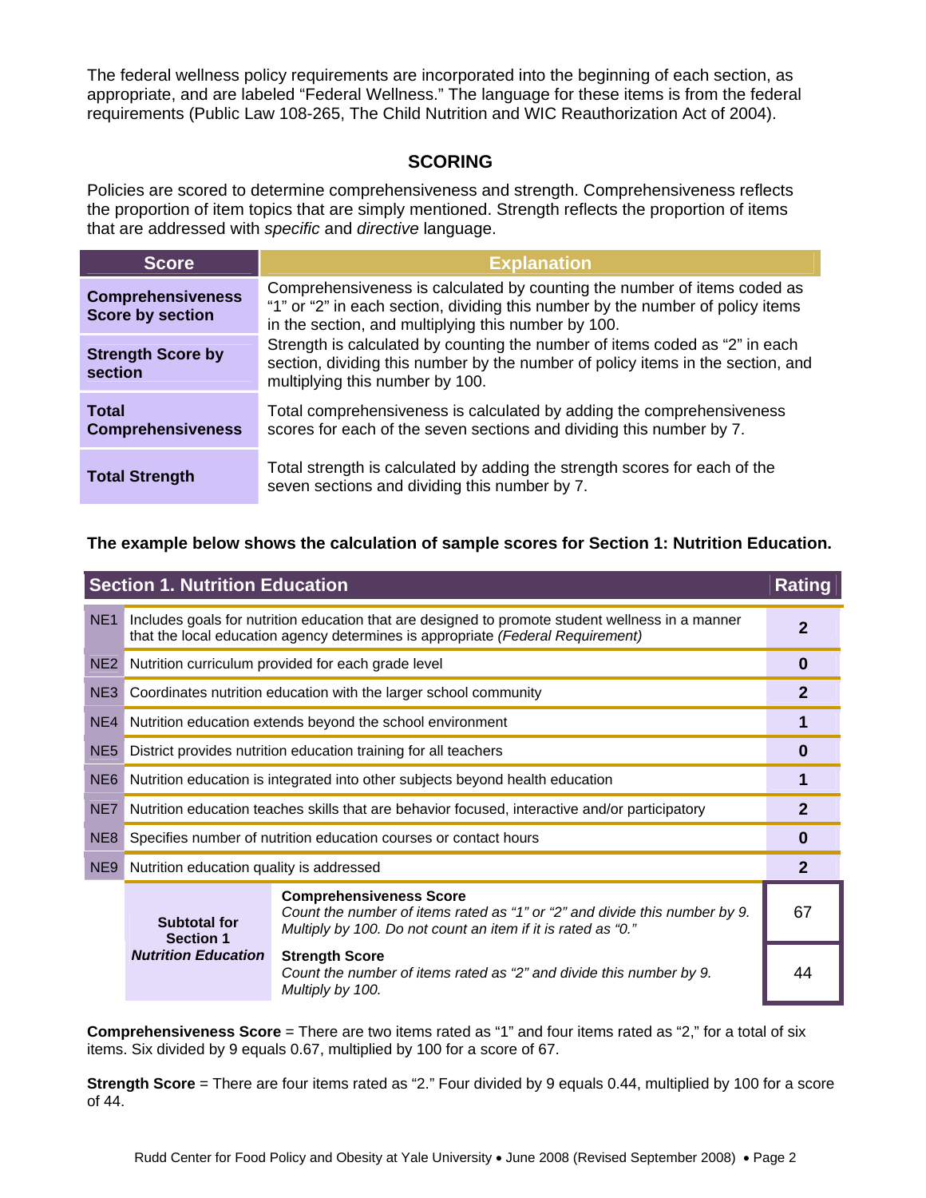The federal wellness policy requirements are incorporated into the beginning of each section, as appropriate, and are labeled "Federal Wellness." The language for these items is from the federal requirements (Public Law 108-265, The Child Nutrition and WIC Reauthorization Act of 2004).

## SCORING

Policies are scored to determine comprehensiveness and strength. Comprehensiveness reflects the proportion of item topics that are simply mentioned. Strength reflects the proportion of items that are addressed with *specific* and *directive* language.

| Score | Explanation |
|---|---|
| **Comprehensiveness Score by section** | Comprehensiveness is calculated by counting the number of items coded as "1" or "2" in each section, dividing this number by the number of policy items in the section, and multiplying this number by 100. |
| **Strength Score by section** | Strength is calculated by counting the number of items coded as "2" in each section, dividing this number by the number of policy items in the section, and multiplying this number by 100. |
| **Total Comprehensiveness** | Total comprehensiveness is calculated by adding the comprehensiveness scores for each of the seven sections and dividing this number by 7. |
| **Total Strength** | Total strength is calculated by adding the strength scores for each of the seven sections and dividing this number by 7. |

**The example below shows the calculation of sample scores for Section 1: Nutrition Education.**

| | Section 1. Nutrition Education | | Rating |
|---|---|---|---|
| NE1 | Includes goals for nutrition education that are designed to promote student wellness in a manner that the local education agency determines is appropriate *(Federal Requirement)* | | **2** |
| NE2 | Nutrition curriculum provided for each grade level | | **0** |
| NE3 | Coordinates nutrition education with the larger school community | | **2** |
| NE4 | Nutrition education extends beyond the school environment | | **1** |
| NE5 | District provides nutrition education training for all teachers | | **0** |
| NE6 | Nutrition education is integrated into other subjects beyond health education | | **1** |
| NE7 | Nutrition education teaches skills that are behavior focused, interactive and/or participatory | | **2** |
| NE8 | Specifies number of nutrition education courses or contact hours | | **0** |
| NE9 | Nutrition education quality is addressed | | **2** |
| | **Subtotal for Section 1 *Nutrition Education*** | **Comprehensiveness Score** *Count the number of items rated as "1" or "2" and divide this number by 9. Multiply by 100. Do not count an item if it is rated as "0."* | 67 |
| | | **Strength Score** *Count the number of items rated as "2" and divide this number by 9. Multiply by 100.* | 44 |

**Comprehensiveness Score** = There are two items rated as "1" and four items rated as "2," for a total of six items. Six divided by 9 equals 0.67, multiplied by 100 for a score of 67.

**Strength Score** = There are four items rated as "2." Four divided by 9 equals 0.44, multiplied by 100 for a score of 44.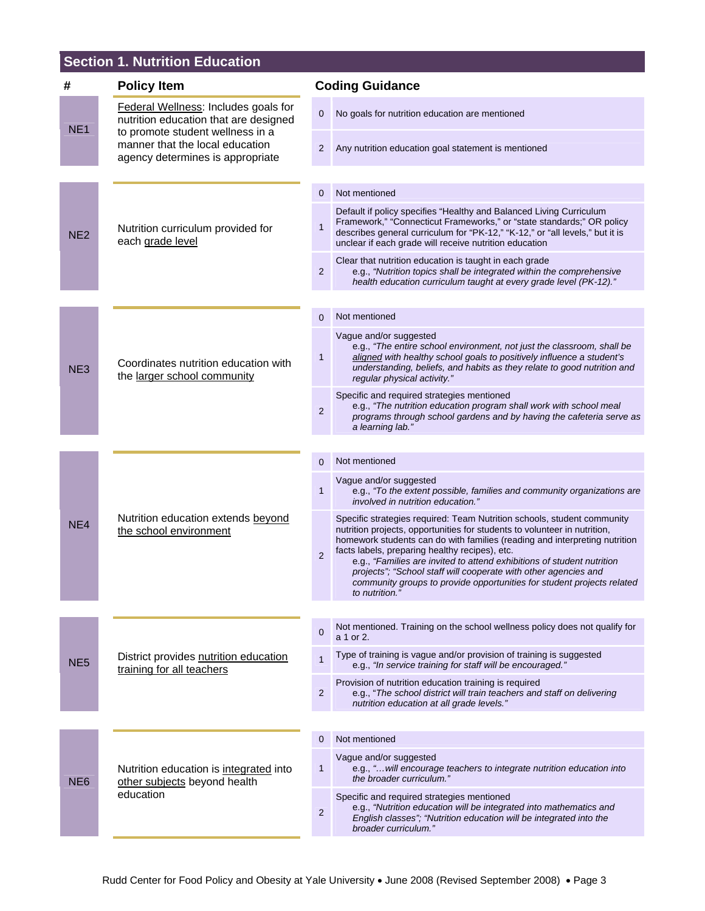## Section 1. Nutrition Education

| # | Policy Item | | Coding Guidance |
|---|---|---|---|
| NE1 | Federal Wellness: Includes goals for nutrition education that are designed to promote student wellness in a manner that the local education agency determines is appropriate | 0 | No goals for nutrition education are mentioned |
| | | 2 | Any nutrition education goal statement is mentioned |
| NE2 | Nutrition curriculum provided for each grade level | 0 | Not mentioned |
| | | 1 | Default if policy specifies "Healthy and Balanced Living Curriculum Framework," "Connecticut Frameworks," or "state standards;" OR policy describes general curriculum for "PK-12," "K-12," or "all levels," but it is unclear if each grade will receive nutrition education |
| | | 2 | Clear that nutrition education is taught in each grade<br>e.g., *"Nutrition topics shall be integrated within the comprehensive health education curriculum taught at every grade level (PK-12)."* |
| NE3 | Coordinates nutrition education with the larger school community | 0 | Not mentioned |
| | | 1 | Vague and/or suggested<br>e.g., *"The entire school environment, not just the classroom, shall be aligned with healthy school goals to positively influence a student's understanding, beliefs, and habits as they relate to good nutrition and regular physical activity."* |
| | | 2 | Specific and required strategies mentioned<br>e.g., *"The nutrition education program shall work with school meal programs through school gardens and by having the cafeteria serve as a learning lab."* |
| NE4 | Nutrition education extends beyond the school environment | 0 | Not mentioned |
| | | 1 | Vague and/or suggested<br>e.g., *"To the extent possible, families and community organizations are involved in nutrition education."* |
| | | 2 | Specific strategies required: Team Nutrition schools, student community nutrition projects, opportunities for students to volunteer in nutrition, homework students can do with families (reading and interpreting nutrition facts labels, preparing healthy recipes), etc.<br>e.g., *"Families are invited to attend exhibitions of student nutrition projects"; "School staff will cooperate with other agencies and community groups to provide opportunities for student projects related to nutrition."* |
| NE5 | District provides nutrition education training for all teachers | 0 | Not mentioned. Training on the school wellness policy does not qualify for a 1 or 2. |
| | | 1 | Type of training is vague and/or provision of training is suggested<br>e.g., *"In service training for staff will be encouraged."* |
| | | 2 | Provision of nutrition education training is required<br>e.g., *"The school district will train teachers and staff on delivering nutrition education at all grade levels."* |
| NE6 | Nutrition education is integrated into other subjects beyond health education | 0 | Not mentioned |
| | | 1 | Vague and/or suggested<br>e.g., *"…will encourage teachers to integrate nutrition education into the broader curriculum."* |
| | | 2 | Specific and required strategies mentioned<br>e.g., *"Nutrition education will be integrated into mathematics and English classes"; "Nutrition education will be integrated into the broader curriculum."* |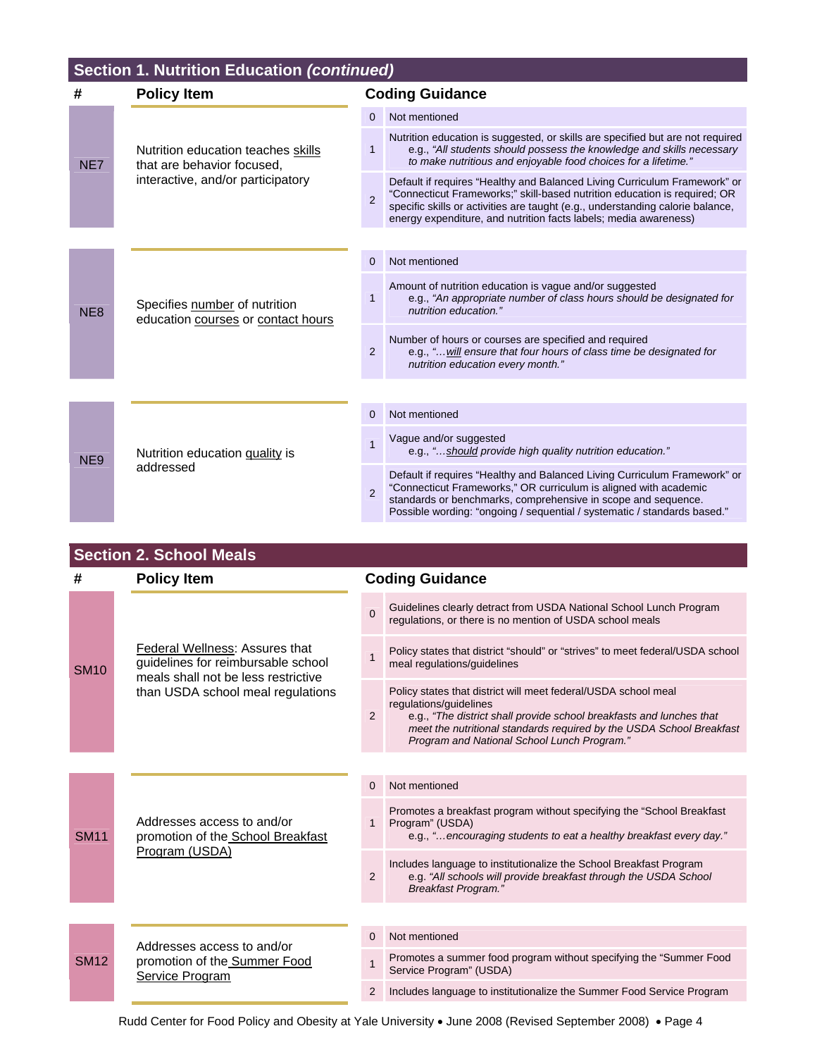## Section 1. Nutrition Education *(continued)*

| # | Policy Item | Coding Guidance | |
|---|---|---|---|
| NE7 | Nutrition education teaches skills that are behavior focused, interactive, and/or participatory | 0 | Not mentioned |
| | | 1 | Nutrition education is suggested, or skills are specified but are not required e.g., *"All students should possess the knowledge and skills necessary to make nutritious and enjoyable food choices for a lifetime."* |
| | | 2 | Default if requires "Healthy and Balanced Living Curriculum Framework" or "Connecticut Frameworks;" skill-based nutrition education is required; OR specific skills or activities are taught (e.g., understanding calorie balance, energy expenditure, and nutrition facts labels; media awareness) |
| NE8 | Specifies number of nutrition education courses or contact hours | 0 | Not mentioned |
| | | 1 | Amount of nutrition education is vague and/or suggested e.g., *"An appropriate number of class hours should be designated for nutrition education."* |
| | | 2 | Number of hours or courses are specified and required e.g., *"…will ensure that four hours of class time be designated for nutrition education every month."* |
| NE9 | Nutrition education quality is addressed | 0 | Not mentioned |
| | | 1 | Vague and/or suggested e.g., *"…should provide high quality nutrition education."* |
| | | 2 | Default if requires "Healthy and Balanced Living Curriculum Framework" or "Connecticut Frameworks," OR curriculum is aligned with academic standards or benchmarks, comprehensive in scope and sequence. Possible wording: "ongoing / sequential / systematic / standards based." |

## Section 2. School Meals

| # | Policy Item | Coding Guidance | |
|---|---|---|---|
| SM10 | Federal Wellness: Assures that guidelines for reimbursable school meals shall not be less restrictive than USDA school meal regulations | 0 | Guidelines clearly detract from USDA National School Lunch Program regulations, or there is no mention of USDA school meals |
| | | 1 | Policy states that district "should" or "strives" to meet federal/USDA school meal regulations/guidelines |
| | | 2 | Policy states that district will meet federal/USDA school meal regulations/guidelines e.g., *"The district shall provide school breakfasts and lunches that meet the nutritional standards required by the USDA School Breakfast Program and National School Lunch Program."* |
| SM11 | Addresses access to and/or promotion of the School Breakfast Program (USDA) | 0 | Not mentioned |
| | | 1 | Promotes a breakfast program without specifying the "School Breakfast Program" (USDA) e.g., *"…encouraging students to eat a healthy breakfast every day."* |
| | | 2 | Includes language to institutionalize the School Breakfast Program e.g. *"All schools will provide breakfast through the USDA School Breakfast Program."* |
| SM12 | Addresses access to and/or promotion of the Summer Food Service Program | 0 | Not mentioned |
| | | 1 | Promotes a summer food program without specifying the "Summer Food Service Program" (USDA) |
| | | 2 | Includes language to institutionalize the Summer Food Service Program |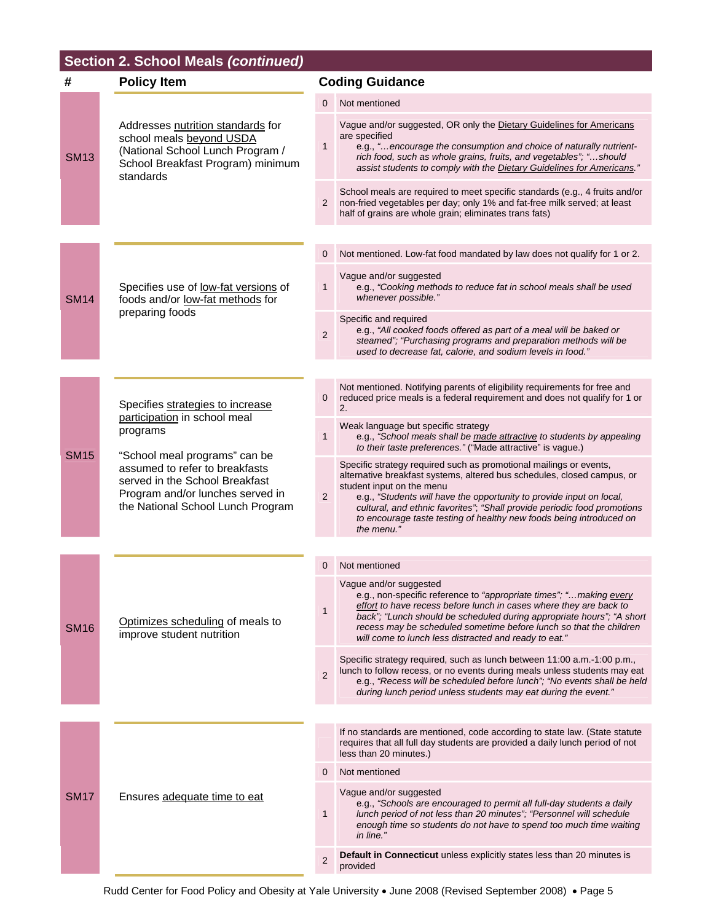## Section 2. School Meals *(continued)*

| # | Policy Item | Coding Guidance | |
|---|---|---|---|
| SM13 | Addresses nutrition standards for school meals beyond USDA (National School Lunch Program / School Breakfast Program) minimum standards | 0 | Not mentioned |
| | | 1 | Vague and/or suggested, OR only the Dietary Guidelines for Americans are specified<br>e.g., *"…encourage the consumption and choice of naturally nutrient-rich food, such as whole grains, fruits, and vegetables"; "…should assist students to comply with the Dietary Guidelines for Americans."* |
| | | 2 | School meals are required to meet specific standards (e.g., 4 fruits and/or non-fried vegetables per day; only 1% and fat-free milk served; at least half of grains are whole grain; eliminates trans fats) |
| SM14 | Specifies use of low-fat versions of foods and/or low-fat methods for preparing foods | 0 | Not mentioned. Low-fat food mandated by law does not qualify for 1 or 2. |
| | | 1 | Vague and/or suggested<br>e.g., *"Cooking methods to reduce fat in school meals shall be used whenever possible."* |
| | | 2 | Specific and required<br>e.g., *"All cooked foods offered as part of a meal will be baked or steamed"; "Purchasing programs and preparation methods will be used to decrease fat, calorie, and sodium levels in food."* |
| SM15 | Specifies strategies to increase participation in school meal programs<br><br>"School meal programs" can be assumed to refer to breakfasts served in the School Breakfast Program and/or lunches served in the National School Lunch Program | 0 | Not mentioned. Notifying parents of eligibility requirements for free and reduced price meals is a federal requirement and does not qualify for 1 or 2. |
| | | 1 | Weak language but specific strategy<br>e.g., *"School meals shall be made attractive to students by appealing to their taste preferences."* ("Made attractive" is vague.) |
| | | 2 | Specific strategy required such as promotional mailings or events, alternative breakfast systems, altered bus schedules, closed campus, or student input on the menu<br>e.g., *"Students will have the opportunity to provide input on local, cultural, and ethnic favorites"; "Shall provide periodic food promotions to encourage taste testing of healthy new foods being introduced on the menu."* |
| SM16 | Optimizes scheduling of meals to improve student nutrition | 0 | Not mentioned |
| | | 1 | Vague and/or suggested<br>e.g., non-specific reference to *"appropriate times"; "…making every effort to have recess before lunch in cases where they are back to back"; "Lunch should be scheduled during appropriate hours"; "A short recess may be scheduled sometime before lunch so that the children will come to lunch less distracted and ready to eat."* |
| | | 2 | Specific strategy required, such as lunch between 11:00 a.m.-1:00 p.m., lunch to follow recess, or no events during meals unless students may eat<br>e.g., *"Recess will be scheduled before lunch"; "No events shall be held during lunch period unless students may eat during the event."* |
| SM17 | Ensures adequate time to eat | | If no standards are mentioned, code according to state law. (State statute requires that all full day students are provided a daily lunch period of not less than 20 minutes.) |
| | | 0 | Not mentioned |
| | | 1 | Vague and/or suggested<br>e.g., *"Schools are encouraged to permit all full-day students a daily lunch period of not less than 20 minutes"; "Personnel will schedule enough time so students do not have to spend too much time waiting in line."* |
| | | 2 | **Default in Connecticut** unless explicitly states less than 20 minutes is provided |

Rudd Center for Food Policy and Obesity at Yale University • June 2008 (Revised September 2008)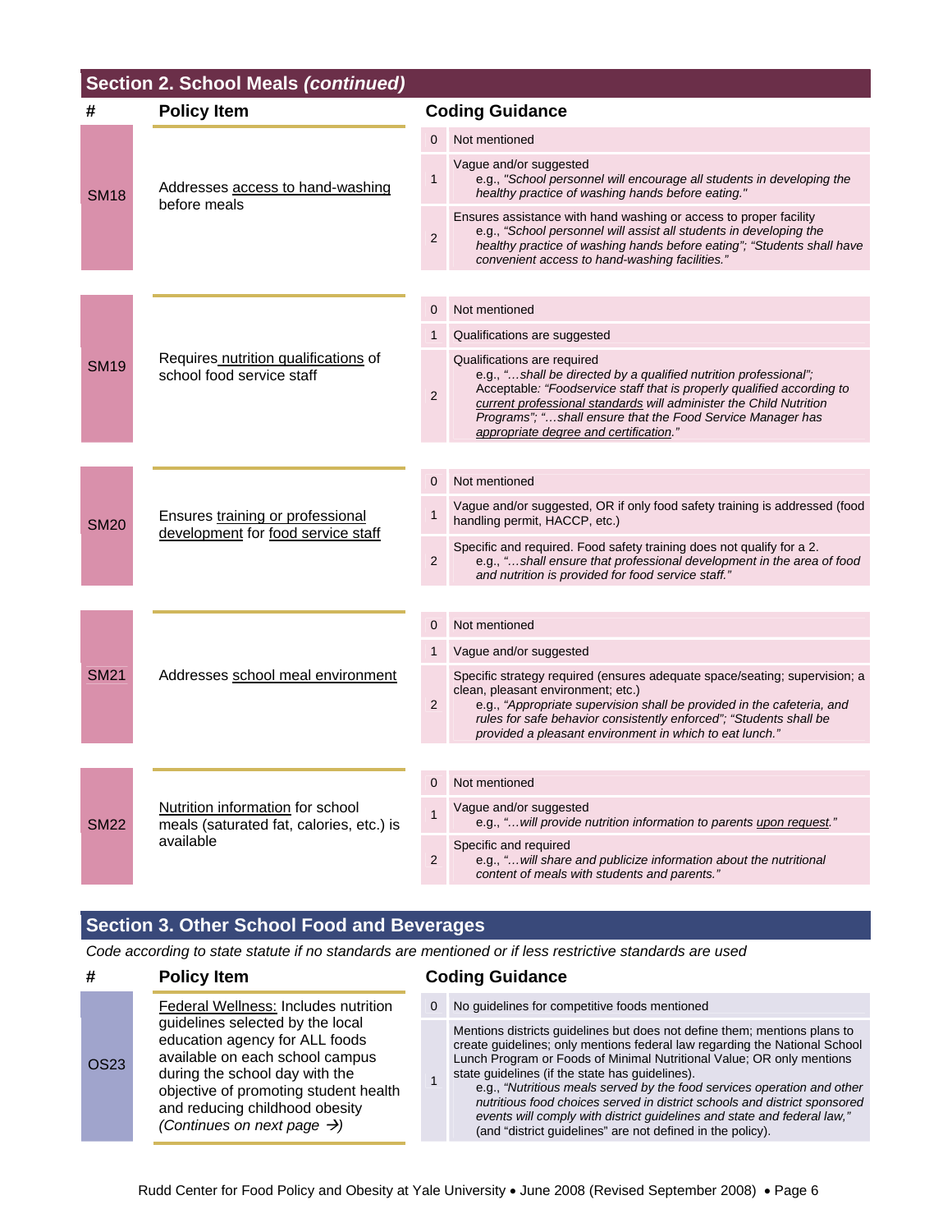## Section 2. School Meals *(continued)*

| # | Policy Item | Coding Guidance | |
|---|---|---|---|
| SM18 | Addresses access to hand-washing before meals | 0 | Not mentioned |
| | | 1 | Vague and/or suggested<br>e.g., *"School personnel will encourage all students in developing the healthy practice of washing hands before eating."* |
| | | 2 | Ensures assistance with hand washing or access to proper facility<br>e.g., *"School personnel will assist all students in developing the healthy practice of washing hands before eating"; "Students shall have convenient access to hand-washing facilities."* |
| SM19 | Requires nutrition qualifications of school food service staff | 0 | Not mentioned |
| | | 1 | Qualifications are suggested |
| | | 2 | Qualifications are required<br>e.g., *"…shall be directed by a qualified nutrition professional"; Acceptable: "Foodservice staff that is properly qualified according to current professional standards will administer the Child Nutrition Programs"; "…shall ensure that the Food Service Manager has appropriate degree and certification."* |
| SM20 | Ensures training or professional development for food service staff | 0 | Not mentioned |
| | | 1 | Vague and/or suggested, OR if only food safety training is addressed (food handling permit, HACCP, etc.) |
| | | 2 | Specific and required. Food safety training does not qualify for a 2.<br>e.g., *"…shall ensure that professional development in the area of food and nutrition is provided for food service staff."* |
| SM21 | Addresses school meal environment | 0 | Not mentioned |
| | | 1 | Vague and/or suggested |
| | | 2 | Specific strategy required (ensures adequate space/seating; supervision; a clean, pleasant environment; etc.)<br>e.g., *"Appropriate supervision shall be provided in the cafeteria, and rules for safe behavior consistently enforced"; "Students shall be provided a pleasant environment in which to eat lunch."* |
| SM22 | Nutrition information for school meals (saturated fat, calories, etc.) is available | 0 | Not mentioned |
| | | 1 | Vague and/or suggested<br>e.g., *"…will provide nutrition information to parents upon request."* |
| | | 2 | Specific and required<br>e.g., *"…will share and publicize information about the nutritional content of meals with students and parents."* |

## Section 3. Other School Food and Beverages

*Code according to state statute if no standards are mentioned or if less restrictive standards are used*

| # | Policy Item | Coding Guidance | |
|---|---|---|---|
| OS23 | Federal Wellness: Includes nutrition guidelines selected by the local education agency for ALL foods available on each school campus during the school day with the objective of promoting student health and reducing childhood obesity<br>*(Continues on next page →)* | 0 | No guidelines for competitive foods mentioned |
| | | 1 | Mentions districts guidelines but does not define them; mentions plans to create guidelines; only mentions federal law regarding the National School Lunch Program or Foods of Minimal Nutritional Value; OR only mentions state guidelines (if the state has guidelines).<br>e.g., *"Nutritious meals served by the food services operation and other nutritious food choices served in district schools and district sponsored events will comply with district guidelines and state and federal law,"* (and "district guidelines" are not defined in the policy). |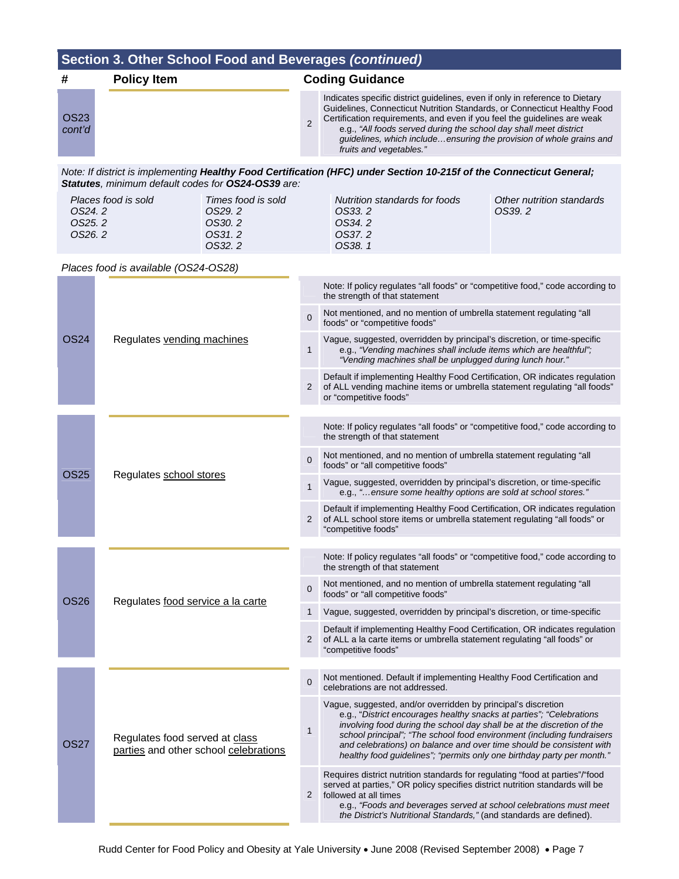## Section 3. Other School Food and Beverages *(continued)*

| # | Policy Item | | Coding Guidance |
|---|---|---|---|
| OS23 *cont'd* | | 2 | Indicates specific district guidelines, even if only in reference to Dietary Guidelines, Connecticut Nutrition Standards, or Connecticut Healthy Food Certification requirements, and even if you feel the guidelines are weak e.g., *"All foods served during the school day shall meet district guidelines, which include…ensuring the provision of whole grains and fruits and vegetables."* |

*Note: If district is implementing **Healthy Food Certification (HFC) under Section 10-215f of the Connecticut General; Statutes**, minimum default codes for **OS24-OS39** are:*

| *Places food is sold* | *Times food is sold* | *Nutrition standards for foods* | *Other nutrition standards* |
|---|---|---|---|
| *OS24. 2* | *OS29. 2* | *OS33. 2* | *OS39. 2* |
| *OS25. 2* | *OS30. 2* | *OS34. 2* | |
| *OS26. 2* | *OS31. 2* | *OS37. 2* | |
| | *OS32. 2* | *OS38. 1* | |

*Places food is available (OS24-OS28)*

| # | Policy Item | | Coding Guidance |
|---|---|---|---|
| OS24 | Regulates vending machines | | Note: If policy regulates "all foods" or "competitive food," code according to the strength of that statement |
| | | 0 | Not mentioned, and no mention of umbrella statement regulating "all foods" or "competitive foods" |
| | | 1 | Vague, suggested, overridden by principal's discretion, or time-specific e.g., *"Vending machines shall include items which are healthful"; "Vending machines shall be unplugged during lunch hour."* |
| | | 2 | Default if implementing Healthy Food Certification, OR indicates regulation of ALL vending machine items or umbrella statement regulating "all foods" or "competitive foods" |
| OS25 | Regulates school stores | | Note: If policy regulates "all foods" or "competitive food," code according to the strength of that statement |
| | | 0 | Not mentioned, and no mention of umbrella statement regulating "all foods" or "all competitive foods" |
| | | 1 | Vague, suggested, overridden by principal's discretion, or time-specific e.g., *"…ensure some healthy options are sold at school stores."* |
| | | 2 | Default if implementing Healthy Food Certification, OR indicates regulation of ALL school store items or umbrella statement regulating "all foods" or "competitive foods" |
| OS26 | Regulates food service a la carte | | Note: If policy regulates "all foods" or "competitive food," code according to the strength of that statement |
| | | 0 | Not mentioned, and no mention of umbrella statement regulating "all foods" or "all competitive foods" |
| | | 1 | Vague, suggested, overridden by principal's discretion, or time-specific |
| | | 2 | Default if implementing Healthy Food Certification, OR indicates regulation of ALL a la carte items or umbrella statement regulating "all foods" or "competitive foods" |
| OS27 | Regulates food served at class parties and other school celebrations | 0 | Not mentioned. Default if implementing Healthy Food Certification and celebrations are not addressed. |
| | | 1 | Vague, suggested, and/or overridden by principal's discretion e.g., *"District encourages healthy snacks at parties"; "Celebrations involving food during the school day shall be at the discretion of the school principal"; "The school food environment (including fundraisers and celebrations) on balance and over time should be consistent with healthy food guidelines"; "permits only one birthday party per month."* |
| | | 2 | Requires district nutrition standards for regulating "food at parties"/"food served at parties," OR policy specifies district nutrition standards will be followed at all times e.g., *"Foods and beverages served at school celebrations must meet the District's Nutritional Standards,"* (and standards are defined). |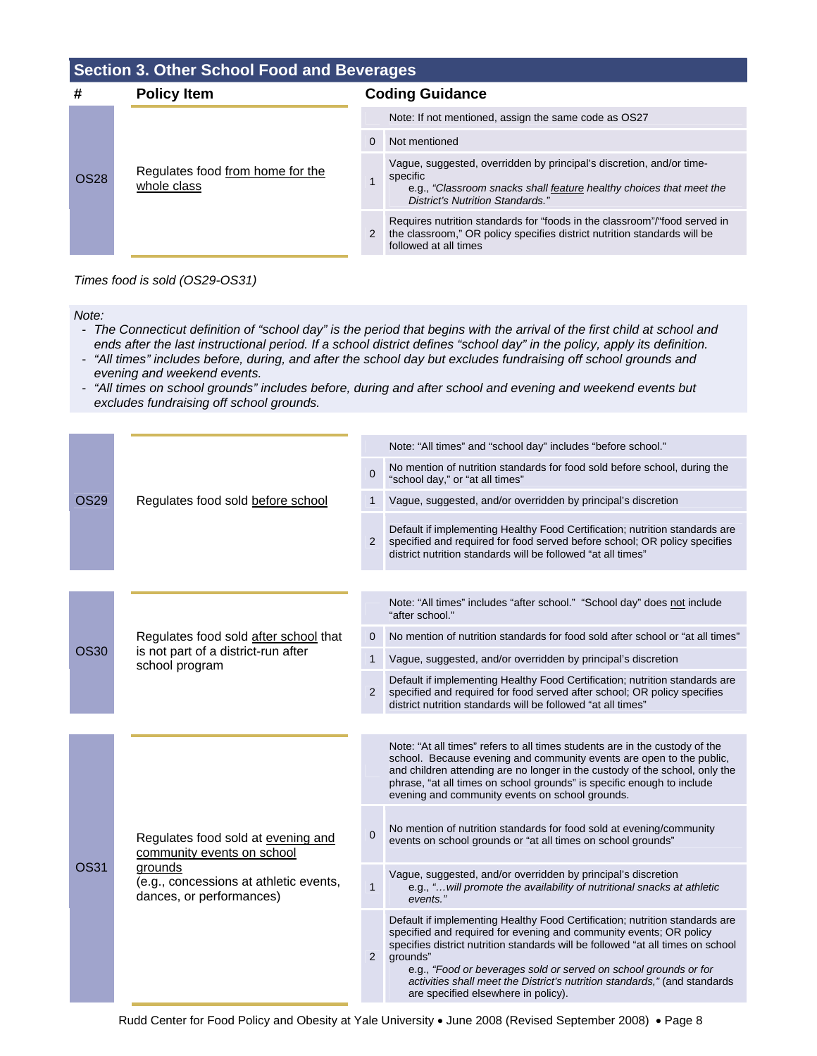## Section 3. Other School Food and Beverages

| # | Policy Item | | Coding Guidance |
|---|---|---|---|
| OS28 | Regulates food from home for the whole class | | Note: If not mentioned, assign the same code as OS27 |
| | | 0 | Not mentioned |
| | | 1 | Vague, suggested, overridden by principal's discretion, and/or time-specific<br>e.g., *"Classroom snacks shall feature healthy choices that meet the District's Nutrition Standards."* |
| | | 2 | Requires nutrition standards for "foods in the classroom"/"food served in the classroom," OR policy specifies district nutrition standards will be followed at all times |

*Times food is sold (OS29-OS31)*

*Note:*

- *The Connecticut definition of "school day" is the period that begins with the arrival of the first child at school and ends after the last instructional period. If a school district defines "school day" in the policy, apply its definition.*
- *"All times" includes before, during, and after the school day but excludes fundraising off school grounds and evening and weekend events.*
- *"All times on school grounds" includes before, during and after school and evening and weekend events but excludes fundraising off school grounds.*

| # | Policy Item | | Coding Guidance |
|---|---|---|---|
| OS29 | Regulates food sold before school | | Note: "All times" and "school day" includes "before school." |
| | | 0 | No mention of nutrition standards for food sold before school, during the "school day," or "at all times" |
| | | 1 | Vague, suggested, and/or overridden by principal's discretion |
| | | 2 | Default if implementing Healthy Food Certification; nutrition standards are specified and required for food served before school; OR policy specifies district nutrition standards will be followed "at all times" |
| OS30 | Regulates food sold after school that is not part of a district-run after school program | | Note: "All times" includes "after school." "School day" does not include "after school." |
| | | 0 | No mention of nutrition standards for food sold after school or "at all times" |
| | | 1 | Vague, suggested, and/or overridden by principal's discretion |
| | | 2 | Default if implementing Healthy Food Certification; nutrition standards are specified and required for food served after school; OR policy specifies district nutrition standards will be followed "at all times" |
| OS31 | Regulates food sold at evening and community events on school grounds (e.g., concessions at athletic events, dances, or performances) | | Note: "At all times" refers to all times students are in the custody of the school. Because evening and community events are open to the public, and children attending are no longer in the custody of the school, only the phrase, "at all times on school grounds" is specific enough to include evening and community events on school grounds. |
| | | 0 | No mention of nutrition standards for food sold at evening/community events on school grounds or "at all times on school grounds" |
| | | 1 | Vague, suggested, and/or overridden by principal's discretion<br>e.g., *"…will promote the availability of nutritional snacks at athletic events."* |
| | | 2 | Default if implementing Healthy Food Certification; nutrition standards are specified and required for evening and community events; OR policy specifies district nutrition standards will be followed "at all times on school grounds"<br>e.g., *"Food or beverages sold or served on school grounds or for activities shall meet the District's nutrition standards,"* (and standards are specified elsewhere in policy). |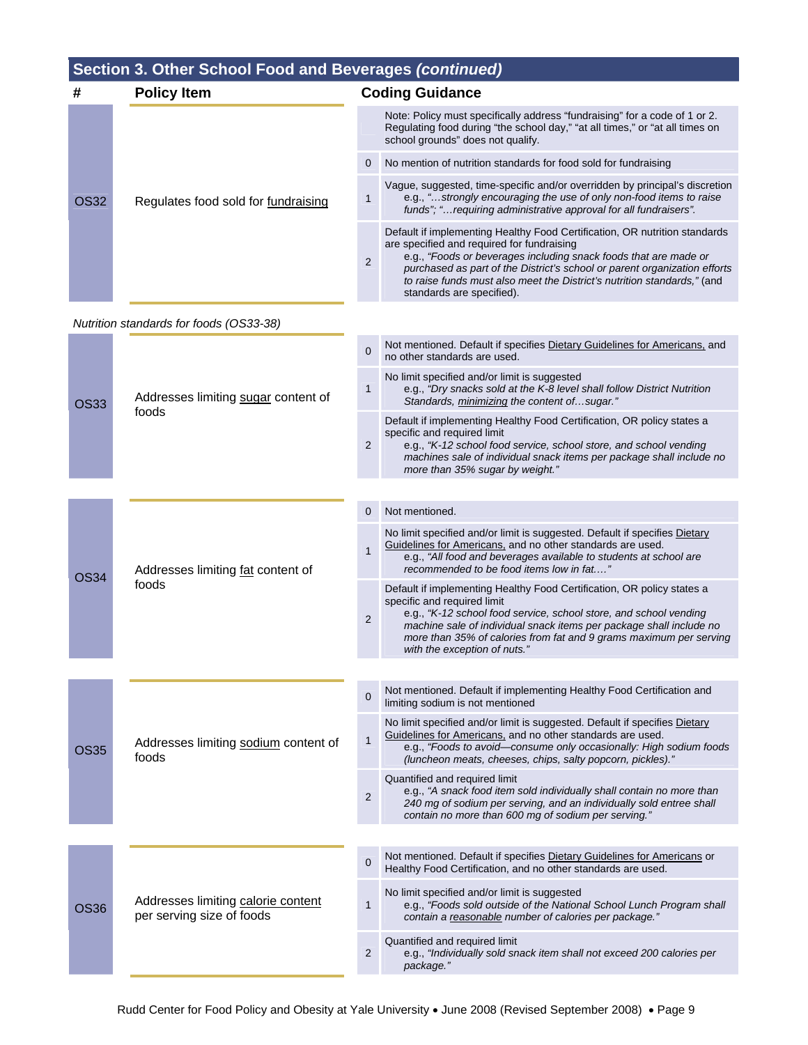## Section 3. Other School Food and Beverages *(continued)*

| # | Policy Item | | Coding Guidance |
|---|---|---|---|
| OS32 | Regulates food sold for fundraising | | Note: Policy must specifically address "fundraising" for a code of 1 or 2. Regulating food during "the school day," "at all times," or "at all times on school grounds" does not qualify. |
| | | 0 | No mention of nutrition standards for food sold for fundraising |
| | | 1 | Vague, suggested, time-specific and/or overridden by principal's discretion e.g., *"…strongly encouraging the use of only non-food items to raise funds"; "…requiring administrative approval for all fundraisers".* |
| | | 2 | Default if implementing Healthy Food Certification, OR nutrition standards are specified and required for fundraising e.g., *"Foods or beverages including snack foods that are made or purchased as part of the District's school or parent organization efforts to raise funds must also meet the District's nutrition standards,"* (and standards are specified). |
| *Nutrition standards for foods (OS33-38)* | | | |
| OS33 | Addresses limiting sugar content of foods | 0 | Not mentioned. Default if specifies Dietary Guidelines for Americans, and no other standards are used. |
| | | 1 | No limit specified and/or limit is suggested e.g., *"Dry snacks sold at the K-8 level shall follow District Nutrition Standards, minimizing the content of…sugar."* |
| | | 2 | Default if implementing Healthy Food Certification, OR policy states a specific and required limit e.g., *"K-12 school food service, school store, and school vending machines sale of individual snack items per package shall include no more than 35% sugar by weight."* |
| OS34 | Addresses limiting fat content of foods | 0 | Not mentioned. |
| | | 1 | No limit specified and/or limit is suggested. Default if specifies Dietary Guidelines for Americans, and no other standards are used. e.g., *"All food and beverages available to students at school are recommended to be food items low in fat.…"* |
| | | 2 | Default if implementing Healthy Food Certification, OR policy states a specific and required limit e.g., *"K-12 school food service, school store, and school vending machine sale of individual snack items per package shall include no more than 35% of calories from fat and 9 grams maximum per serving with the exception of nuts."* |
| OS35 | Addresses limiting sodium content of foods | 0 | Not mentioned. Default if implementing Healthy Food Certification and limiting sodium is not mentioned |
| | | 1 | No limit specified and/or limit is suggested. Default if specifies Dietary Guidelines for Americans, and no other standards are used. e.g., *"Foods to avoid—consume only occasionally: High sodium foods (luncheon meats, cheeses, chips, salty popcorn, pickles)."* |
| | | 2 | Quantified and required limit e.g., *"A snack food item sold individually shall contain no more than 240 mg of sodium per serving, and an individually sold entree shall contain no more than 600 mg of sodium per serving."* |
| OS36 | Addresses limiting calorie content per serving size of foods | 0 | Not mentioned. Default if specifies Dietary Guidelines for Americans or Healthy Food Certification, and no other standards are used. |
| | | 1 | No limit specified and/or limit is suggested e.g., *"Foods sold outside of the National School Lunch Program shall contain a reasonable number of calories per package."* |
| | | 2 | Quantified and required limit e.g., *"Individually sold snack item shall not exceed 200 calories per package."* |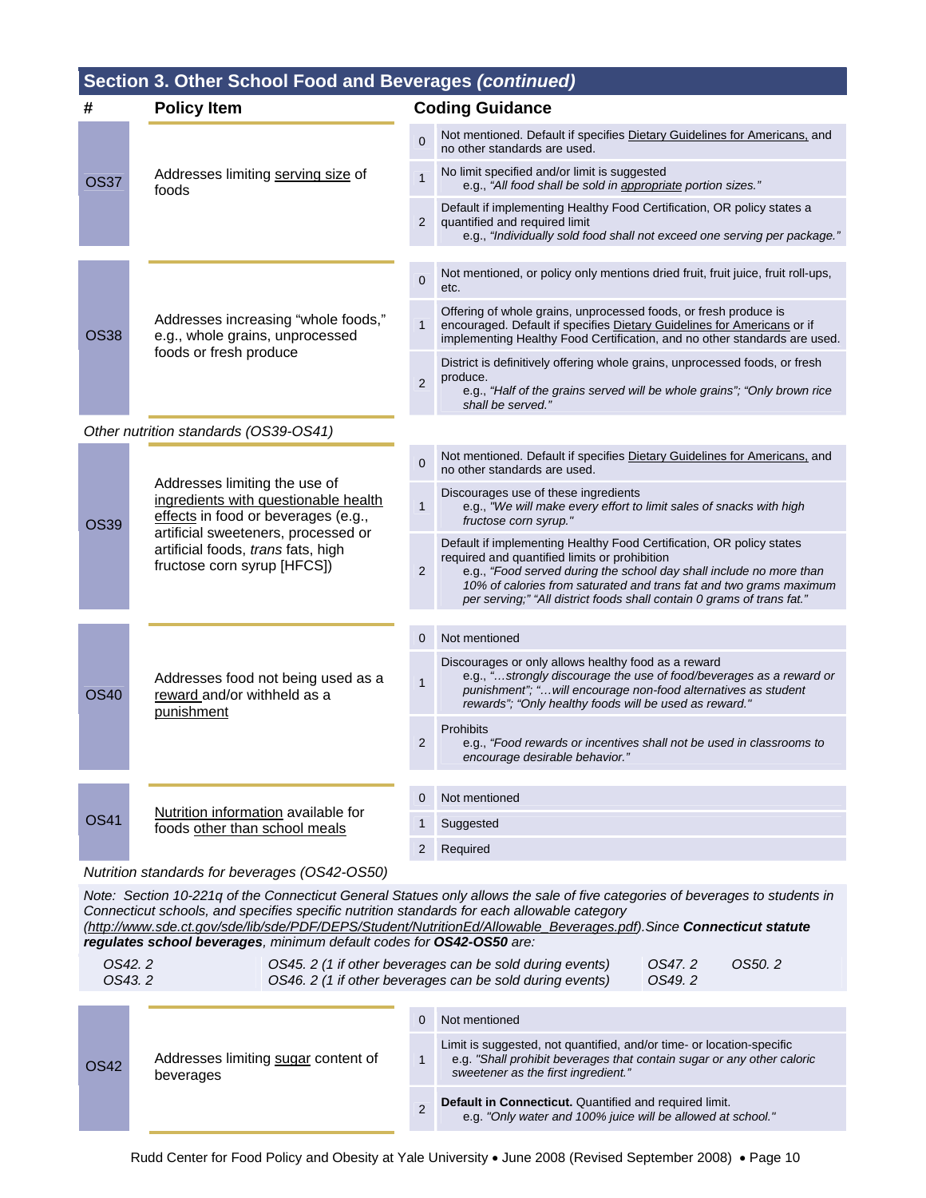## Section 3. Other School Food and Beverages *(continued)*

| # | Policy Item | | Coding Guidance |
|---|---|---|---|
| OS37 | Addresses limiting serving size of foods | 0 | Not mentioned. Default if specifies Dietary Guidelines for Americans, and no other standards are used. |
| | | 1 | No limit specified and/or limit is suggested e.g., *"All food shall be sold in appropriate portion sizes."* |
| | | 2 | Default if implementing Healthy Food Certification, OR policy states a quantified and required limit e.g., *"Individually sold food shall not exceed one serving per package."* |
| OS38 | Addresses increasing "whole foods," e.g., whole grains, unprocessed foods or fresh produce | 0 | Not mentioned, or policy only mentions dried fruit, fruit juice, fruit roll-ups, etc. |
| | | 1 | Offering of whole grains, unprocessed foods, or fresh produce is encouraged. Default if specifies Dietary Guidelines for Americans or if implementing Healthy Food Certification, and no other standards are used. |
| | | 2 | District is definitively offering whole grains, unprocessed foods, or fresh produce. e.g., *"Half of the grains served will be whole grains"; "Only brown rice shall be served."* |

*Other nutrition standards (OS39-OS41)*

| # | Policy Item | | Coding Guidance |
|---|---|---|---|
| OS39 | Addresses limiting the use of ingredients with questionable health effects in food or beverages (e.g., artificial sweeteners, processed or artificial foods, *trans* fats, high fructose corn syrup [HFCS]) | 0 | Not mentioned. Default if specifies Dietary Guidelines for Americans, and no other standards are used. |
| | | 1 | Discourages use of these ingredients e.g., *"We will make every effort to limit sales of snacks with high fructose corn syrup."* |
| | | 2 | Default if implementing Healthy Food Certification, OR policy states required and quantified limits or prohibition e.g., *"Food served during the school day shall include no more than 10% of calories from saturated and trans fat and two grams maximum per serving;" "All district foods shall contain 0 grams of trans fat."* |
| OS40 | Addresses food not being used as a reward and/or withheld as a punishment | 0 | Not mentioned |
| | | 1 | Discourages or only allows healthy food as a reward e.g., *"…strongly discourage the use of food/beverages as a reward or punishment"; "…will encourage non-food alternatives as student rewards"; "Only healthy foods will be used as reward."* |
| | | 2 | Prohibits e.g., *"Food rewards or incentives shall not be used in classrooms to encourage desirable behavior."* |
| OS41 | Nutrition information available for foods other than school meals | 0 | Not mentioned |
| | | 1 | Suggested |
| | | 2 | Required |

*Nutrition standards for beverages (OS42-OS50)*

*Note: Section 10-221q of the Connecticut General Statues only allows the sale of five categories of beverages to students in Connecticut schools, and specifies specific nutrition standards for each allowable category (http://www.sde.ct.gov/sde/lib/sde/PDF/DEPS/Student/NutritionEd/Allowable_Beverages.pdf).Since* ***Connecticut statute regulates school beverages****, minimum default codes for* ***OS42-OS50*** *are:*

| | | | |
|---|---|---|---|
| *OS42. 2* | *OS45. 2 (1 if other beverages can be sold during events)* | *OS47. 2* | *OS50. 2* |
| *OS43. 2* | *OS46. 2 (1 if other beverages can be sold during events)* | *OS49. 2* | |

| # | Policy Item | | Coding Guidance |
|---|---|---|---|
| OS42 | Addresses limiting sugar content of beverages | 0 | Not mentioned |
| | | 1 | Limit is suggested, not quantified, and/or time- or location-specific e.g. *"Shall prohibit beverages that contain sugar or any other caloric sweetener as the first ingredient."* |
| | | 2 | **Default in Connecticut.** Quantified and required limit. e.g. *"Only water and 100% juice will be allowed at school."* |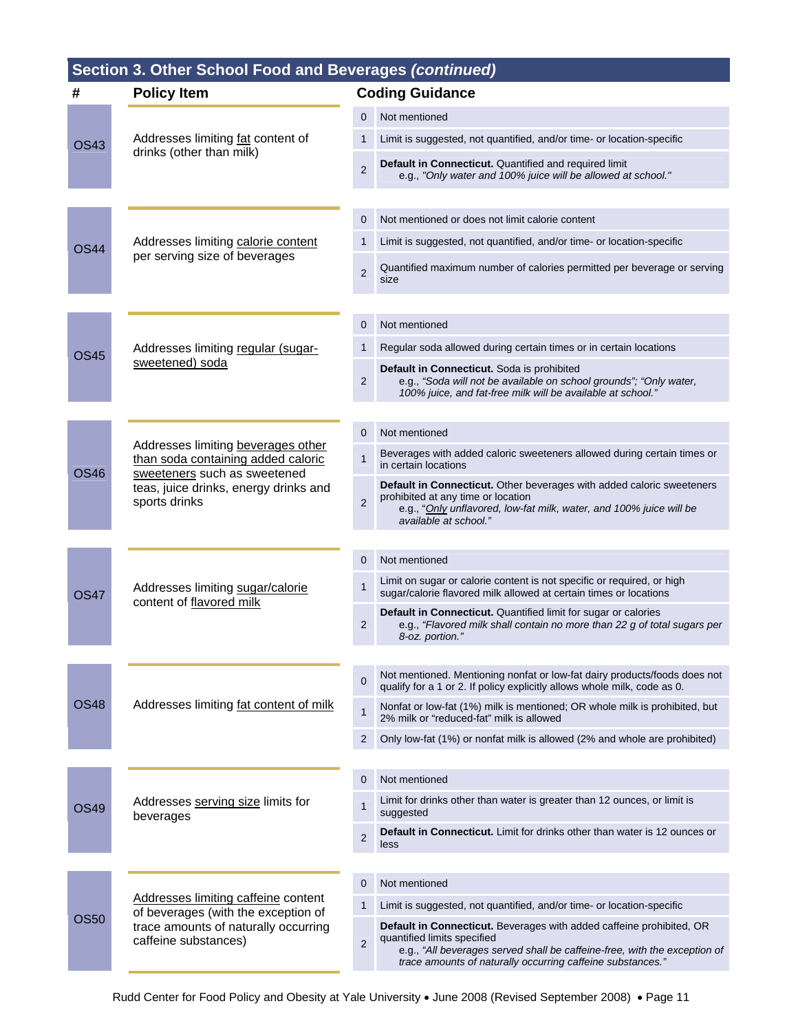## Section 3. Other School Food and Beverages *(continued)*

| # | Policy Item | Coding Guidance | |
|---|---|---|---|
| OS43 | Addresses limiting fat content of drinks (other than milk) | 0 | Not mentioned |
| | | 1 | Limit is suggested, not quantified, and/or time- or location-specific |
| | | 2 | **Default in Connecticut.** Quantified and required limit e.g., *"Only water and 100% juice will be allowed at school."* |
| OS44 | Addresses limiting calorie content per serving size of beverages | 0 | Not mentioned or does not limit calorie content |
| | | 1 | Limit is suggested, not quantified, and/or time- or location-specific |
| | | 2 | Quantified maximum number of calories permitted per beverage or serving size |
| OS45 | Addresses limiting regular (sugar-sweetened) soda | 0 | Not mentioned |
| | | 1 | Regular soda allowed during certain times or in certain locations |
| | | 2 | **Default in Connecticut.** Soda is prohibited e.g., *"Soda will not be available on school grounds"; "Only water, 100% juice, and fat-free milk will be available at school."* |
| OS46 | Addresses limiting beverages other than soda containing added caloric sweeteners such as sweetened teas, juice drinks, energy drinks and sports drinks | 0 | Not mentioned |
| | | 1 | Beverages with added caloric sweeteners allowed during certain times or in certain locations |
| | | 2 | **Default in Connecticut.** Other beverages with added caloric sweeteners prohibited at any time or location e.g., *"Only unflavored, low-fat milk, water, and 100% juice will be available at school."* |
| OS47 | Addresses limiting sugar/calorie content of flavored milk | 0 | Not mentioned |
| | | 1 | Limit on sugar or calorie content is not specific or required, or high sugar/calorie flavored milk allowed at certain times or locations |
| | | 2 | **Default in Connecticut.** Quantified limit for sugar or calories e.g., *"Flavored milk shall contain no more than 22 g of total sugars per 8-oz. portion."* |
| OS48 | Addresses limiting fat content of milk | 0 | Not mentioned. Mentioning nonfat or low-fat dairy products/foods does not qualify for a 1 or 2. If policy explicitly allows whole milk, code as 0. |
| | | 1 | Nonfat or low-fat (1%) milk is mentioned; OR whole milk is prohibited, but 2% milk or "reduced-fat" milk is allowed |
| | | 2 | Only low-fat (1%) or nonfat milk is allowed (2% and whole are prohibited) |
| OS49 | Addresses serving size limits for beverages | 0 | Not mentioned |
| | | 1 | Limit for drinks other than water is greater than 12 ounces, or limit is suggested |
| | | 2 | **Default in Connecticut.** Limit for drinks other than water is 12 ounces or less |
| OS50 | Addresses limiting caffeine content of beverages (with the exception of trace amounts of naturally occurring caffeine substances) | 0 | Not mentioned |
| | | 1 | Limit is suggested, not quantified, and/or time- or location-specific |
| | | 2 | **Default in Connecticut.** Beverages with added caffeine prohibited, OR quantified limits specified e.g., *"All beverages served shall be caffeine-free, with the exception of trace amounts of naturally occurring caffeine substances."* |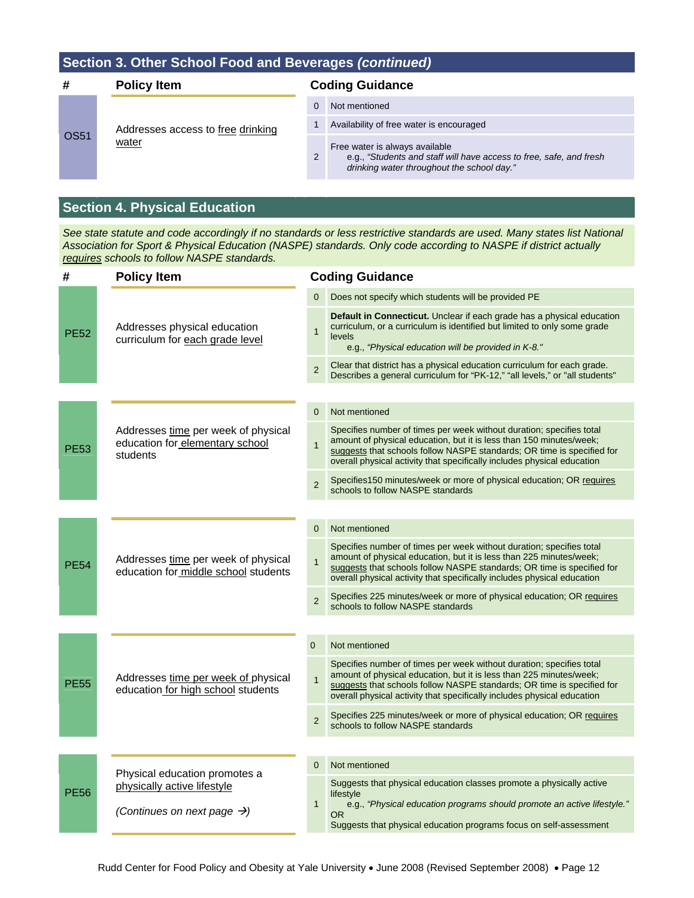## Section 3. Other School Food and Beverages *(continued)*

| # | Policy Item | Coding Guidance | |
|---|---|---|---|
| OS51 | Addresses access to free drinking water | 0 | Not mentioned |
| | | 1 | Availability of free water is encouraged |
| | | 2 | Free water is always available<br>e.g., *"Students and staff will have access to free, safe, and fresh drinking water throughout the school day."* |

## Section 4. Physical Education

*See state statute and code accordingly if no standards or less restrictive standards are used. Many states list National Association for Sport & Physical Education (NASPE) standards. Only code according to NASPE if district actually requires schools to follow NASPE standards.*

| # | Policy Item | Coding Guidance | |
|---|---|---|---|
| PE52 | Addresses physical education curriculum for each grade level | 0 | Does not specify which students will be provided PE |
| | | 1 | **Default in Connecticut.** Unclear if each grade has a physical education curriculum, or a curriculum is identified but limited to only some grade levels<br>e.g., *"Physical education will be provided in K-8."* |
| | | 2 | Clear that district has a physical education curriculum for each grade. Describes a general curriculum for "PK-12," "all levels," or "all students" |
| PE53 | Addresses time per week of physical education for elementary school students | 0 | Not mentioned |
| | | 1 | Specifies number of times per week without duration; specifies total amount of physical education, but it is less than 150 minutes/week; suggests that schools follow NASPE standards; OR time is specified for overall physical activity that specifically includes physical education |
| | | 2 | Specifies150 minutes/week or more of physical education; OR requires schools to follow NASPE standards |
| PE54 | Addresses time per week of physical education for middle school students | 0 | Not mentioned |
| | | 1 | Specifies number of times per week without duration; specifies total amount of physical education, but it is less than 225 minutes/week; suggests that schools follow NASPE standards; OR time is specified for overall physical activity that specifically includes physical education |
| | | 2 | Specifies 225 minutes/week or more of physical education; OR requires schools to follow NASPE standards |
| PE55 | Addresses time per week of physical education for high school students | 0 | Not mentioned |
| | | 1 | Specifies number of times per week without duration; specifies total amount of physical education, but it is less than 225 minutes/week; suggests that schools follow NASPE standards; OR time is specified for overall physical activity that specifically includes physical education |
| | | 2 | Specifies 225 minutes/week or more of physical education; OR requires schools to follow NASPE standards |
| PE56 | Physical education promotes a physically active lifestyle<br><br>*(Continues on next page →)* | 0 | Not mentioned |
| | | 1 | Suggests that physical education classes promote a physically active lifestyle<br>e.g., *"Physical education programs should promote an active lifestyle."*<br>OR<br>Suggests that physical education programs focus on self-assessment |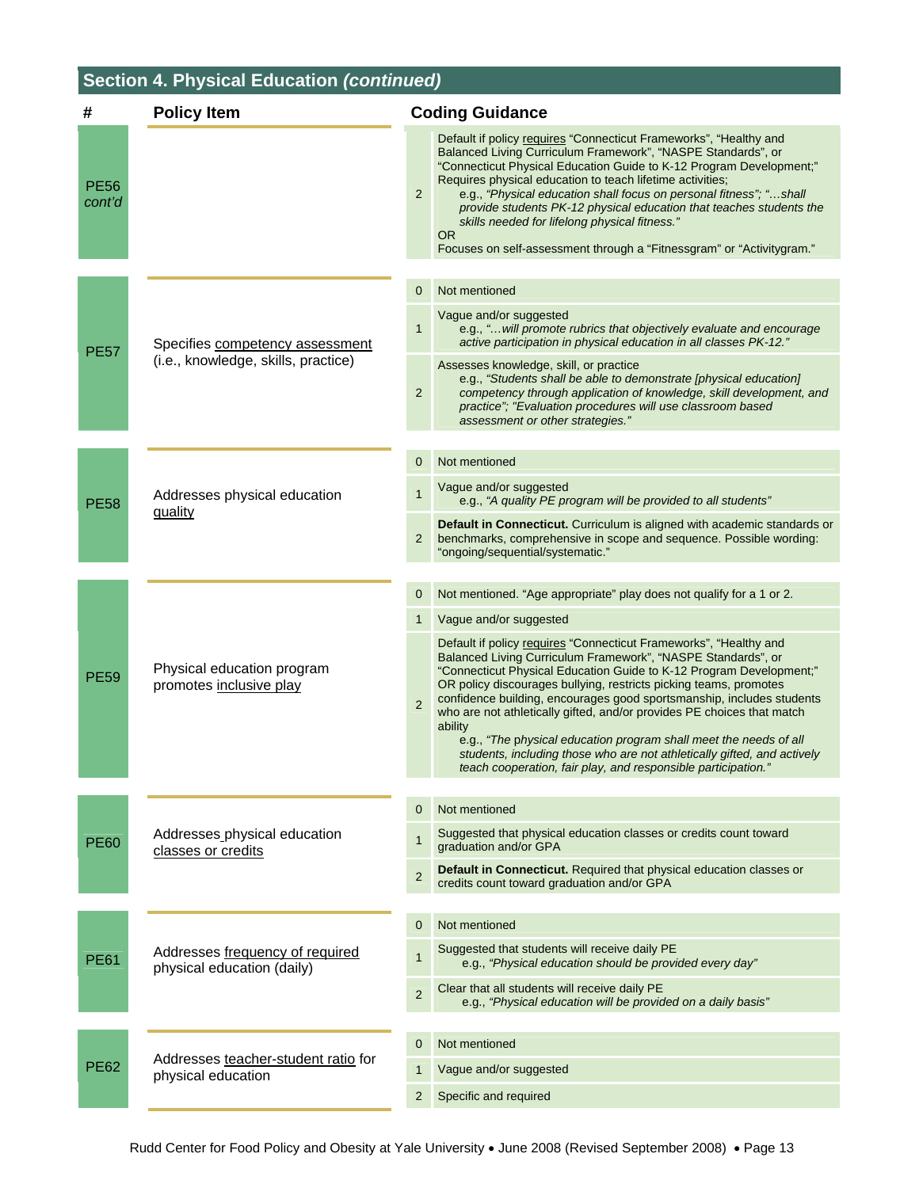## Section 4. Physical Education *(continued)*

| # | Policy Item | Score | Coding Guidance |
|---|---|---|---|
| PE56 *cont'd* | | 2 | Default if policy requires "Connecticut Frameworks", "Healthy and Balanced Living Curriculum Framework", "NASPE Standards", or "Connecticut Physical Education Guide to K-12 Program Development;" Requires physical education to teach lifetime activities; e.g., *"Physical education shall focus on personal fitness"; "…shall provide students PK-12 physical education that teaches students the skills needed for lifelong physical fitness."* OR Focuses on self-assessment through a "Fitnessgram" or "Activitygram." |
| PE57 | Specifies competency assessment (i.e., knowledge, skills, practice) | 0 | Not mentioned |
| | | 1 | Vague and/or suggested e.g., *"…will promote rubrics that objectively evaluate and encourage active participation in physical education in all classes PK-12."* |
| | | 2 | Assesses knowledge, skill, or practice e.g., *"Students shall be able to demonstrate [physical education] competency through application of knowledge, skill development, and practice"; "Evaluation procedures will use classroom based assessment or other strategies."* |
| PE58 | Addresses physical education quality | 0 | Not mentioned |
| | | 1 | Vague and/or suggested e.g., *"A quality PE program will be provided to all students"* |
| | | 2 | **Default in Connecticut.** Curriculum is aligned with academic standards or benchmarks, comprehensive in scope and sequence. Possible wording: "ongoing/sequential/systematic." |
| PE59 | Physical education program promotes inclusive play | 0 | Not mentioned. "Age appropriate" play does not qualify for a 1 or 2. |
| | | 1 | Vague and/or suggested |
| | | 2 | Default if policy requires "Connecticut Frameworks", "Healthy and Balanced Living Curriculum Framework", "NASPE Standards", or "Connecticut Physical Education Guide to K-12 Program Development;" OR policy discourages bullying, restricts picking teams, promotes confidence building, encourages good sportsmanship, includes students who are not athletically gifted, and/or provides PE choices that match ability e.g., *"The physical education program shall meet the needs of all students, including those who are not athletically gifted, and actively teach cooperation, fair play, and responsible participation."* |
| PE60 | Addresses physical education classes or credits | 0 | Not mentioned |
| | | 1 | Suggested that physical education classes or credits count toward graduation and/or GPA |
| | | 2 | **Default in Connecticut.** Required that physical education classes or credits count toward graduation and/or GPA |
| PE61 | Addresses frequency of required physical education (daily) | 0 | Not mentioned |
| | | 1 | Suggested that students will receive daily PE e.g., *"Physical education should be provided every day"* |
| | | 2 | Clear that all students will receive daily PE e.g., *"Physical education will be provided on a daily basis"* |
| PE62 | Addresses teacher-student ratio for physical education | 0 | Not mentioned |
| | | 1 | Vague and/or suggested |
| | | 2 | Specific and required |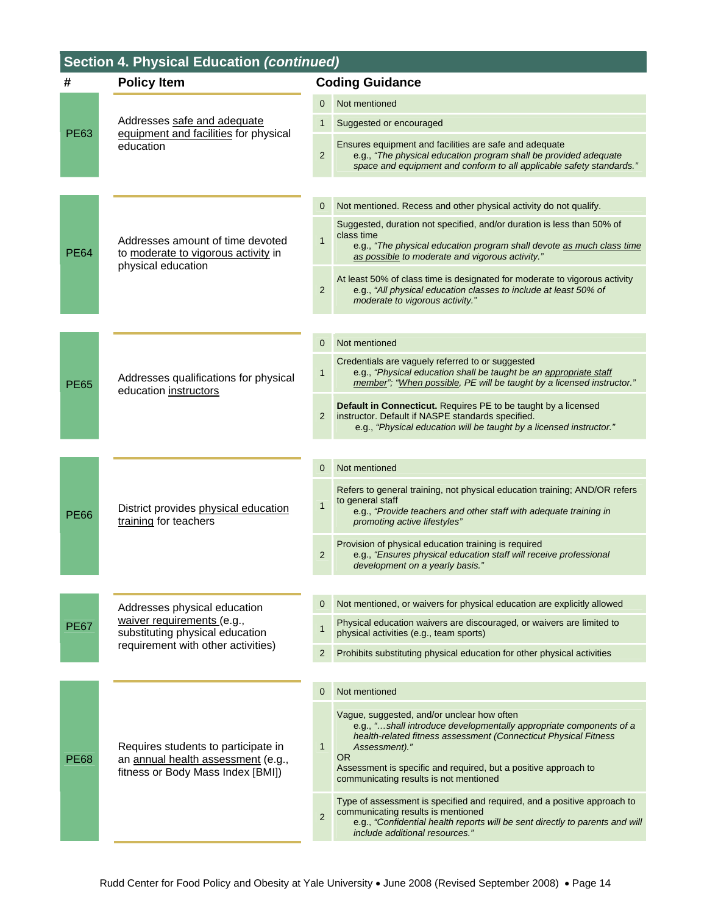## Section 4. Physical Education *(continued)*

| # | Policy Item | | Coding Guidance |
|---|---|---|---|
| PE63 | Addresses safe and adequate equipment and facilities for physical education | 0 | Not mentioned |
| | | 1 | Suggested or encouraged |
| | | 2 | Ensures equipment and facilities are safe and adequate<br>e.g., *"The physical education program shall be provided adequate space and equipment and conform to all applicable safety standards."* |
| PE64 | Addresses amount of time devoted to moderate to vigorous activity in physical education | 0 | Not mentioned. Recess and other physical activity do not qualify. |
| | | 1 | Suggested, duration not specified, and/or duration is less than 50% of class time<br>e.g., *"The physical education program shall devote as much class time as possible to moderate and vigorous activity."* |
| | | 2 | At least 50% of class time is designated for moderate to vigorous activity<br>e.g., *"All physical education classes to include at least 50% of moderate to vigorous activity."* |
| PE65 | Addresses qualifications for physical education instructors | 0 | Not mentioned |
| | | 1 | Credentials are vaguely referred to or suggested<br>e.g., *"Physical education shall be taught be an appropriate staff member"; "When possible, PE will be taught by a licensed instructor."* |
| | | 2 | **Default in Connecticut.** Requires PE to be taught by a licensed instructor. Default if NASPE standards specified.<br>e.g., *"Physical education will be taught by a licensed instructor."* |
| PE66 | District provides physical education training for teachers | 0 | Not mentioned |
| | | 1 | Refers to general training, not physical education training; AND/OR refers to general staff<br>e.g., *"Provide teachers and other staff with adequate training in promoting active lifestyles"* |
| | | 2 | Provision of physical education training is required<br>e.g., *"Ensures physical education staff will receive professional development on a yearly basis."* |
| PE67 | Addresses physical education waiver requirements (e.g., substituting physical education requirement with other activities) | 0 | Not mentioned, or waivers for physical education are explicitly allowed |
| | | 1 | Physical education waivers are discouraged, or waivers are limited to physical activities (e.g., team sports) |
| | | 2 | Prohibits substituting physical education for other physical activities |
| PE68 | Requires students to participate in an annual health assessment (e.g., fitness or Body Mass Index [BMI]) | 0 | Not mentioned |
| | | 1 | Vague, suggested, and/or unclear how often<br>e.g., *"…shall introduce developmentally appropriate components of a health-related fitness assessment (Connecticut Physical Fitness Assessment)."*<br>OR<br>Assessment is specific and required, but a positive approach to communicating results is not mentioned |
| | | 2 | Type of assessment is specified and required, and a positive approach to communicating results is mentioned<br>e.g., *"Confidential health reports will be sent directly to parents and will include additional resources."* |

Rudd Center for Food Policy and Obesity at Yale University • June 2008 (Revised September 2008)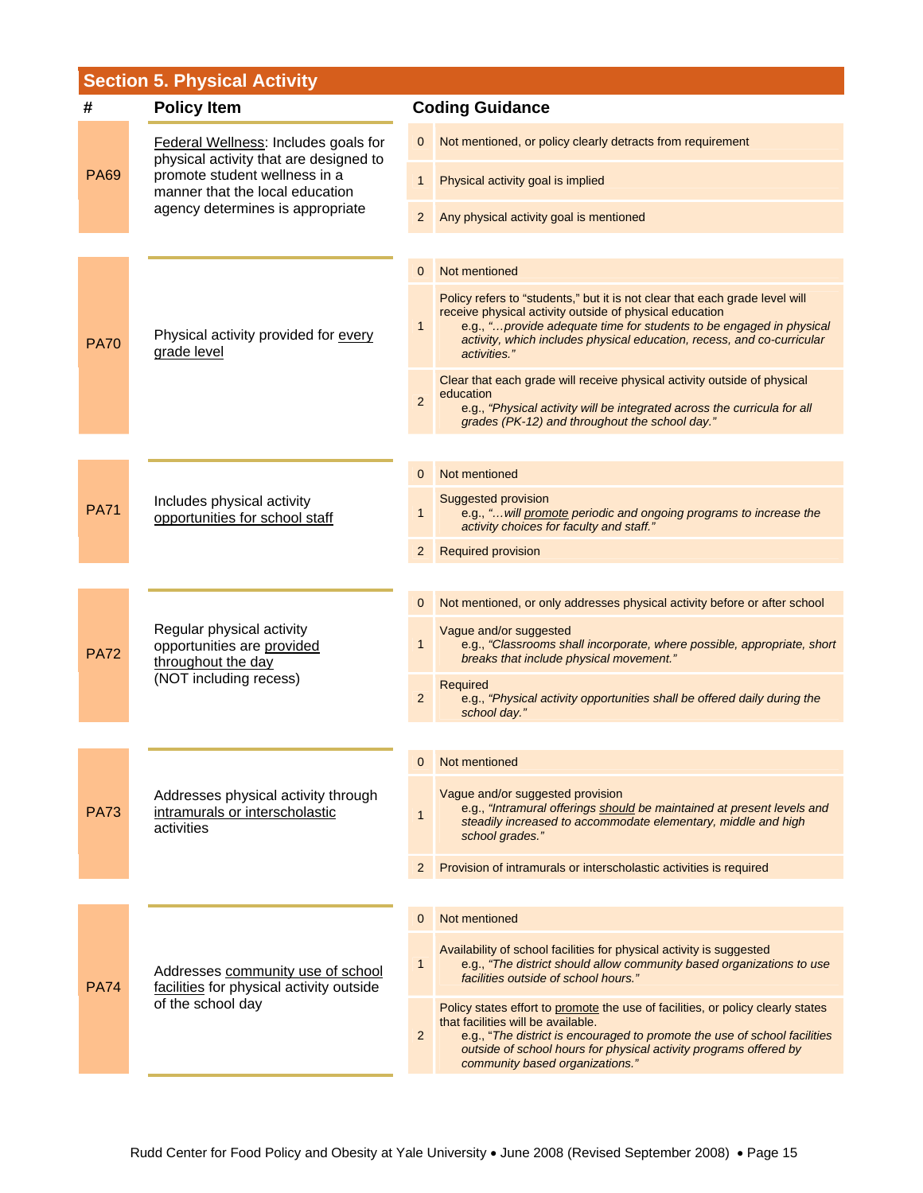## Section 5. Physical Activity

| # | Policy Item | | Coding Guidance |
|---|---|---|---|
| PA69 | Federal Wellness: Includes goals for physical activity that are designed to promote student wellness in a manner that the local education agency determines is appropriate | 0 | Not mentioned, or policy clearly detracts from requirement |
| | | 1 | Physical activity goal is implied |
| | | 2 | Any physical activity goal is mentioned |
| PA70 | Physical activity provided for every grade level | 0 | Not mentioned |
| | | 1 | Policy refers to "students," but it is not clear that each grade level will receive physical activity outside of physical education e.g., *"…provide adequate time for students to be engaged in physical activity, which includes physical education, recess, and co-curricular activities."* |
| | | 2 | Clear that each grade will receive physical activity outside of physical education e.g., *"Physical activity will be integrated across the curricula for all grades (PK-12) and throughout the school day."* |
| PA71 | Includes physical activity opportunities for school staff | 0 | Not mentioned |
| | | 1 | Suggested provision e.g., *"…will promote periodic and ongoing programs to increase the activity choices for faculty and staff."* |
| | | 2 | Required provision |
| PA72 | Regular physical activity opportunities are provided throughout the day (NOT including recess) | 0 | Not mentioned, or only addresses physical activity before or after school |
| | | 1 | Vague and/or suggested e.g., *"Classrooms shall incorporate, where possible, appropriate, short breaks that include physical movement."* |
| | | 2 | Required e.g., *"Physical activity opportunities shall be offered daily during the school day."* |
| PA73 | Addresses physical activity through intramurals or interscholastic activities | 0 | Not mentioned |
| | | 1 | Vague and/or suggested provision e.g., *"Intramural offerings should be maintained at present levels and steadily increased to accommodate elementary, middle and high school grades."* |
| | | 2 | Provision of intramurals or interscholastic activities is required |
| PA74 | Addresses community use of school facilities for physical activity outside of the school day | 0 | Not mentioned |
| | | 1 | Availability of school facilities for physical activity is suggested e.g., *"The district should allow community based organizations to use facilities outside of school hours."* |
| | | 2 | Policy states effort to promote the use of facilities, or policy clearly states that facilities will be available. e.g., *"The district is encouraged to promote the use of school facilities outside of school hours for physical activity programs offered by community based organizations."* |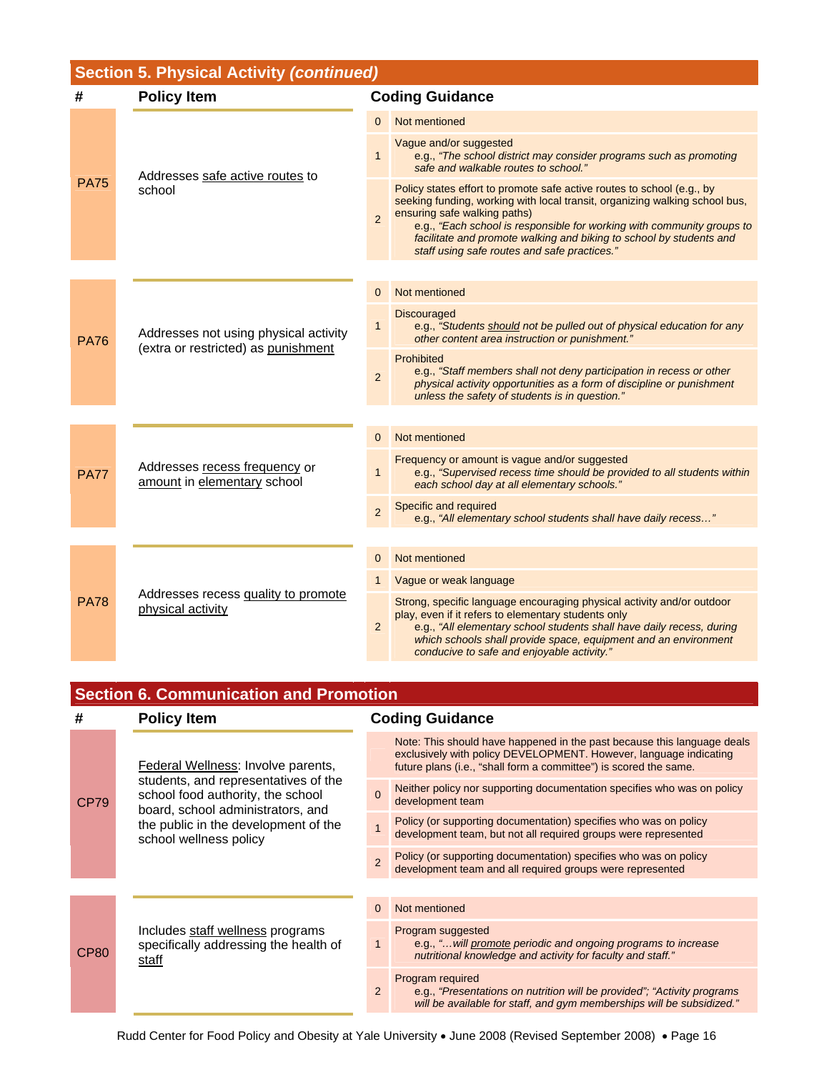## Section 5. Physical Activity *(continued)*

| # | Policy Item | | Coding Guidance |
|---|---|---|---|
| PA75 | Addresses safe active routes to school | 0 | Not mentioned |
| | | 1 | Vague and/or suggested<br>e.g., *"The school district may consider programs such as promoting safe and walkable routes to school."* |
| | | 2 | Policy states effort to promote safe active routes to school (e.g., by seeking funding, working with local transit, organizing walking school bus, ensuring safe walking paths)<br>e.g., *"Each school is responsible for working with community groups to facilitate and promote walking and biking to school by students and staff using safe routes and safe practices."* |
| PA76 | Addresses not using physical activity (extra or restricted) as punishment | 0 | Not mentioned |
| | | 1 | Discouraged<br>e.g., *"Students should not be pulled out of physical education for any other content area instruction or punishment."* |
| | | 2 | Prohibited<br>e.g., *"Staff members shall not deny participation in recess or other physical activity opportunities as a form of discipline or punishment unless the safety of students is in question."* |
| PA77 | Addresses recess frequency or amount in elementary school | 0 | Not mentioned |
| | | 1 | Frequency or amount is vague and/or suggested<br>e.g., *"Supervised recess time should be provided to all students within each school day at all elementary schools."* |
| | | 2 | Specific and required<br>e.g., *"All elementary school students shall have daily recess…"* |
| PA78 | Addresses recess quality to promote physical activity | 0 | Not mentioned |
| | | 1 | Vague or weak language |
| | | 2 | Strong, specific language encouraging physical activity and/or outdoor play, even if it refers to elementary students only<br>e.g., *"All elementary school students shall have daily recess, during which schools shall provide space, equipment and an environment conducive to safe and enjoyable activity."* |

## Section 6. Communication and Promotion

| # | Policy Item | | Coding Guidance |
|---|---|---|---|
| CP79 | Federal Wellness: Involve parents, students, and representatives of the school food authority, the school board, school administrators, and the public in the development of the school wellness policy | | Note: This should have happened in the past because this language deals exclusively with policy DEVELOPMENT. However, language indicating future plans (i.e., "shall form a committee") is scored the same. |
| | | 0 | Neither policy nor supporting documentation specifies who was on policy development team |
| | | 1 | Policy (or supporting documentation) specifies who was on policy development team, but not all required groups were represented |
| | | 2 | Policy (or supporting documentation) specifies who was on policy development team and all required groups were represented |
| CP80 | Includes staff wellness programs specifically addressing the health of staff | 0 | Not mentioned |
| | | 1 | Program suggested<br>e.g., *"…will promote periodic and ongoing programs to increase nutritional knowledge and activity for faculty and staff."* |
| | | 2 | Program required<br>e.g., *"Presentations on nutrition will be provided"; "Activity programs will be available for staff, and gym memberships will be subsidized."* |

Rudd Center for Food Policy and Obesity at Yale University • June 2008 (Revised September 2008)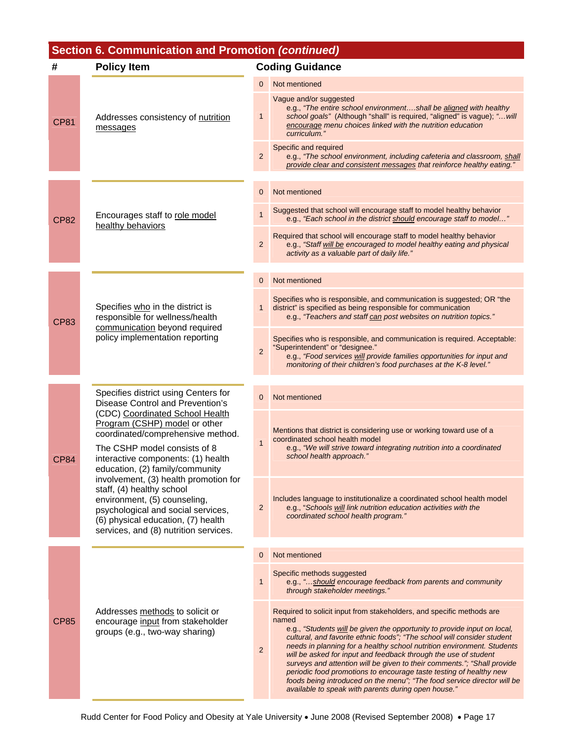## Section 6. Communication and Promotion *(continued)*

| # | Policy Item | | Coding Guidance |
|---|---|---|---|
| CP81 | Addresses consistency of nutrition messages | 0 | Not mentioned |
| | | 1 | Vague and/or suggested<br>e.g., *"The entire school environment….shall be aligned with healthy school goals"* (Although "shall" is required, "aligned" is vague); *"…will encourage menu choices linked with the nutrition education curriculum."* |
| | | 2 | Specific and required<br>e.g., *"The school environment, including cafeteria and classroom, shall provide clear and consistent messages that reinforce healthy eating."* |
| CP82 | Encourages staff to role model healthy behaviors | 0 | Not mentioned |
| | | 1 | Suggested that school will encourage staff to model healthy behavior<br>e.g., *"Each school in the district should encourage staff to model…"* |
| | | 2 | Required that school will encourage staff to model healthy behavior<br>e.g., *"Staff will be encouraged to model healthy eating and physical activity as a valuable part of daily life."* |
| CP83 | Specifies who in the district is responsible for wellness/health communication beyond required policy implementation reporting | 0 | Not mentioned |
| | | 1 | Specifies who is responsible, and communication is suggested; OR "the district" is specified as being responsible for communication<br>e.g., *"Teachers and staff can post websites on nutrition topics."* |
| | | 2 | Specifies who is responsible, and communication is required. Acceptable: "Superintendent" or "designee."<br>e.g., *"Food services will provide families opportunities for input and monitoring of their children's food purchases at the K-8 level."* |
| CP84 | Specifies district using Centers for Disease Control and Prevention's (CDC) Coordinated School Health Program (CSHP) model or other coordinated/comprehensive method.<br><br>The CSHP model consists of 8 interactive components: (1) health education, (2) family/community involvement, (3) health promotion for staff, (4) healthy school environment, (5) counseling, psychological and social services, (6) physical education, (7) health services, and (8) nutrition services. | 0 | Not mentioned |
| | | 1 | Mentions that district is considering use or working toward use of a coordinated school health model<br>e.g., *"We will strive toward integrating nutrition into a coordinated school health approach."* |
| | | 2 | Includes language to institutionalize a coordinated school health model<br>e.g., *"Schools will link nutrition education activities with the coordinated school health program."* |
| CP85 | Addresses methods to solicit or encourage input from stakeholder groups (e.g., two-way sharing) | 0 | Not mentioned |
| | | 1 | Specific methods suggested<br>e.g., *"…should encourage feedback from parents and community through stakeholder meetings."* |
| | | 2 | Required to solicit input from stakeholders, and specific methods are named<br>e.g., *"Students will be given the opportunity to provide input on local, cultural, and favorite ethnic foods"; "The school will consider student needs in planning for a healthy school nutrition environment. Students will be asked for input and feedback through the use of student surveys and attention will be given to their comments."; "Shall provide periodic food promotions to encourage taste testing of healthy new foods being introduced on the menu"; "The food service director will be available to speak with parents during open house."* |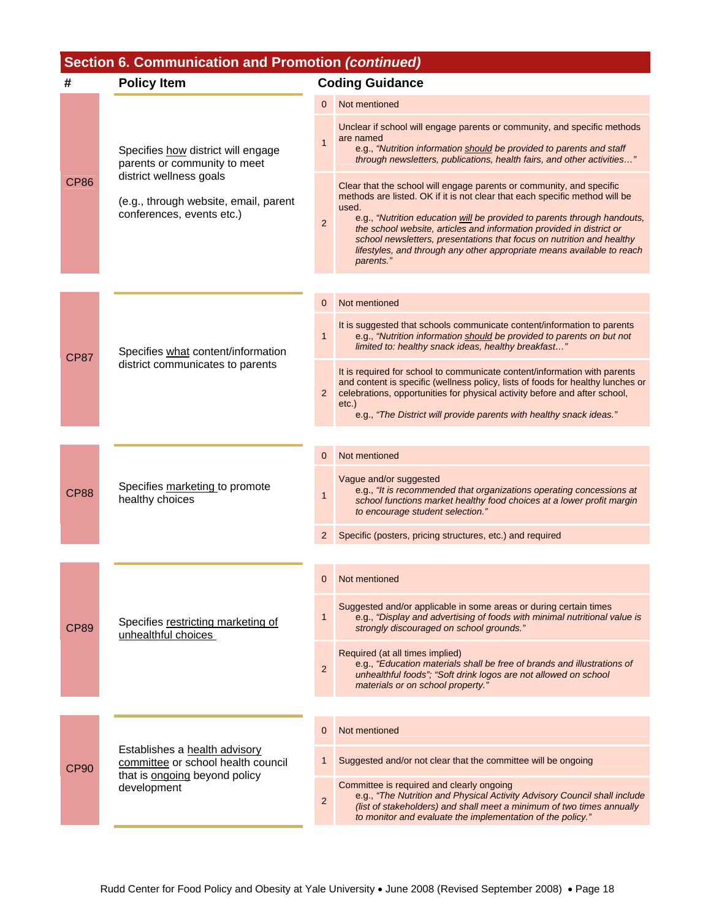## Section 6. Communication and Promotion *(continued)*

| # | Policy Item | | Coding Guidance |
|---|---|---|---|
| CP86 | Specifies <u>how</u> district will engage parents or community to meet district wellness goals<br><br>(e.g., through website, email, parent conferences, events etc.) | 0 | Not mentioned |
| | | 1 | Unclear if school will engage parents or community, and specific methods are named<br>e.g., *"Nutrition information <u>should</u> be provided to parents and staff through newsletters, publications, health fairs, and other activities…"* |
| | | 2 | Clear that the school will engage parents or community, and specific methods are listed. OK if it is not clear that each specific method will be used.<br>e.g., *"Nutrition education <u>will</u> be provided to parents through handouts, the school website, articles and information provided in district or school newsletters, presentations that focus on nutrition and healthy lifestyles, and through any other appropriate means available to reach parents."* |
| CP87 | Specifies <u>what</u> content/information district communicates to parents | 0 | Not mentioned |
| | | 1 | It is suggested that schools communicate content/information to parents<br>e.g., *"Nutrition information <u>should</u> be provided to parents on but not limited to: healthy snack ideas, healthy breakfast…"* |
| | | 2 | It is required for school to communicate content/information with parents and content is specific (wellness policy, lists of foods for healthy lunches or celebrations, opportunities for physical activity before and after school, etc.)<br>e.g., *"The District will provide parents with healthy snack ideas."* |
| CP88 | Specifies <u>marketing</u> to promote healthy choices | 0 | Not mentioned |
| | | 1 | Vague and/or suggested<br>e.g., *"It is recommended that organizations operating concessions at school functions market healthy food choices at a lower profit margin to encourage student selection."* |
| | | 2 | Specific (posters, pricing structures, etc.) and required |
| CP89 | Specifies <u>restricting marketing of unhealthful choices</u> | 0 | Not mentioned |
| | | 1 | Suggested and/or applicable in some areas or during certain times<br>e.g., *"Display and advertising of foods with minimal nutritional value is strongly discouraged on school grounds."* |
| | | 2 | Required (at all times implied)<br>e.g., *"Education materials shall be free of brands and illustrations of unhealthful foods"; "Soft drink logos are not allowed on school materials or on school property."* |
| CP90 | Establishes a <u>health advisory committee</u> or school health council that is <u>ongoing</u> beyond policy development | 0 | Not mentioned |
| | | 1 | Suggested and/or not clear that the committee will be ongoing |
| | | 2 | Committee is required and clearly ongoing<br>e.g., *"The Nutrition and Physical Activity Advisory Council shall include (list of stakeholders) and shall meet a minimum of two times annually to monitor and evaluate the implementation of the policy."* |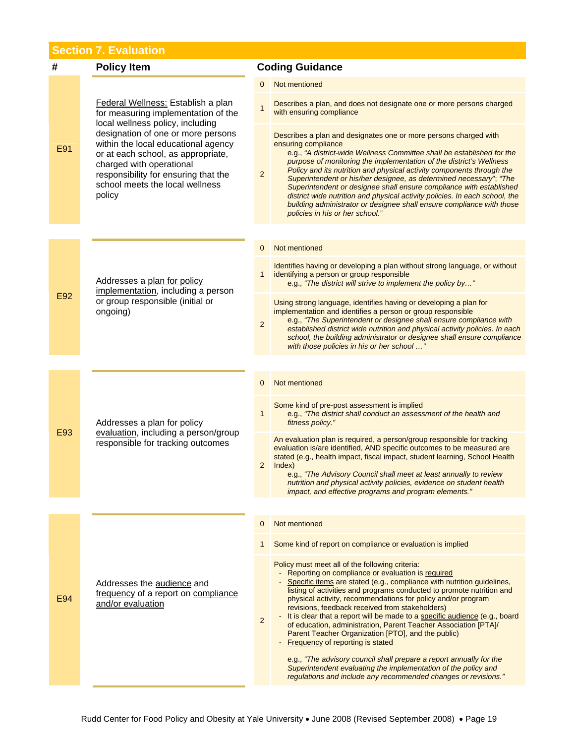## Section 7. Evaluation

| # | Policy Item | | Coding Guidance |
|---|---|---|---|
| E91 | Federal Wellness: Establish a plan for measuring implementation of the local wellness policy, including designation of one or more persons within the local educational agency or at each school, as appropriate, charged with operational responsibility for ensuring that the school meets the local wellness policy | 0 | Not mentioned |
| | | 1 | Describes a plan, and does not designate one or more persons charged with ensuring compliance |
| | | 2 | Describes a plan and designates one or more persons charged with ensuring compliance<br>e.g., *"A district-wide Wellness Committee shall be established for the purpose of monitoring the implementation of the district's Wellness Policy and its nutrition and physical activity components through the Superintendent or his/her designee, as determined necessary"*; *"The Superintendent or designee shall ensure compliance with established district wide nutrition and physical activity policies. In each school, the building administrator or designee shall ensure compliance with those policies in his or her school."* |
| E92 | Addresses a plan for policy implementation, including a person or group responsible (initial or ongoing) | 0 | Not mentioned |
| | | 1 | Identifies having or developing a plan without strong language, or without identifying a person or group responsible<br>e.g., *"The district will strive to implement the policy by…"* |
| | | 2 | Using strong language, identifies having or developing a plan for implementation and identifies a person or group responsible<br>e.g., *"The Superintendent or designee shall ensure compliance with established district wide nutrition and physical activity policies. In each school, the building administrator or designee shall ensure compliance with those policies in his or her school …"* |
| E93 | Addresses a plan for policy evaluation, including a person/group responsible for tracking outcomes | 0 | Not mentioned |
| | | 1 | Some kind of pre-post assessment is implied<br>e.g., *"The district shall conduct an assessment of the health and fitness policy."* |
| | | 2 | An evaluation plan is required, a person/group responsible for tracking evaluation is/are identified, AND specific outcomes to be measured are stated (e.g., health impact, fiscal impact, student learning, School Health Index)<br>e.g., *"The Advisory Council shall meet at least annually to review nutrition and physical activity policies, evidence on student health impact, and effective programs and program elements."* |
| E94 | Addresses the audience and frequency of a report on compliance and/or evaluation | 0 | Not mentioned |
| | | 1 | Some kind of report on compliance or evaluation is implied |
| | | 2 | Policy must meet all of the following criteria:<br>- Reporting on compliance or evaluation is required<br>- Specific items are stated (e.g., compliance with nutrition guidelines, listing of activities and programs conducted to promote nutrition and physical activity, recommendations for policy and/or program revisions, feedback received from stakeholders)<br>- It is clear that a report will be made to a specific audience (e.g., board of education, administration, Parent Teacher Association [PTA]/ Parent Teacher Organization [PTO], and the public)<br>- Frequency of reporting is stated<br><br>e.g., *"The advisory council shall prepare a report annually for the Superintendent evaluating the implementation of the policy and regulations and include any recommended changes or revisions."* |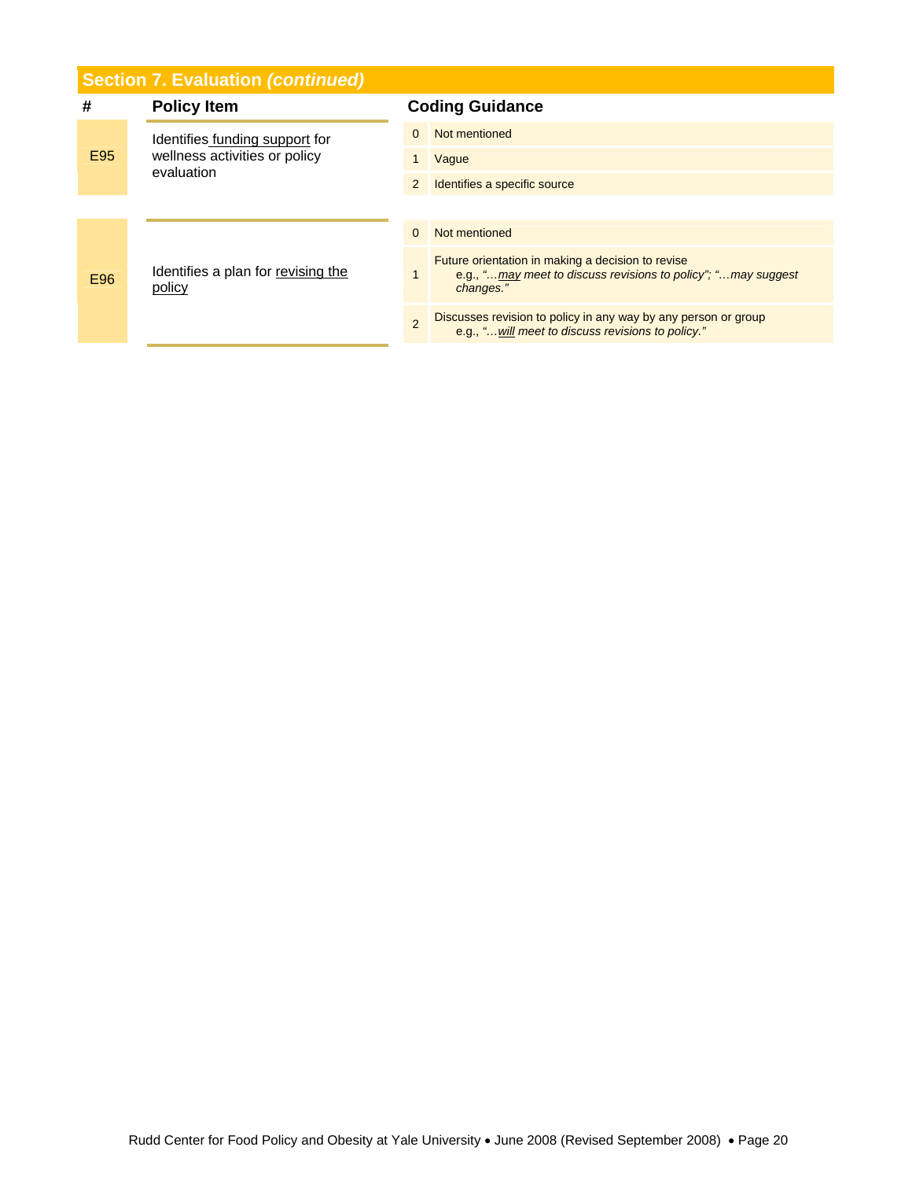## Section 7. Evaluation *(continued)*

| # | Policy Item | | Coding Guidance |
|---|---|---|---|
| E95 | Identifies funding support for wellness activities or policy evaluation | 0 | Not mentioned |
| | | 1 | Vague |
| | | 2 | Identifies a specific source |
| E96 | Identifies a plan for revising the policy | 0 | Not mentioned |
| | | 1 | Future orientation in making a decision to revise<br>e.g., *"…may meet to discuss revisions to policy"; "…may suggest changes."* |
| | | 2 | Discusses revision to policy in any way by any person or group<br>e.g., *"…will meet to discuss revisions to policy."* |

Rudd Center for Food Policy and Obesity at Yale University • June 2008 (Revised September 2008)